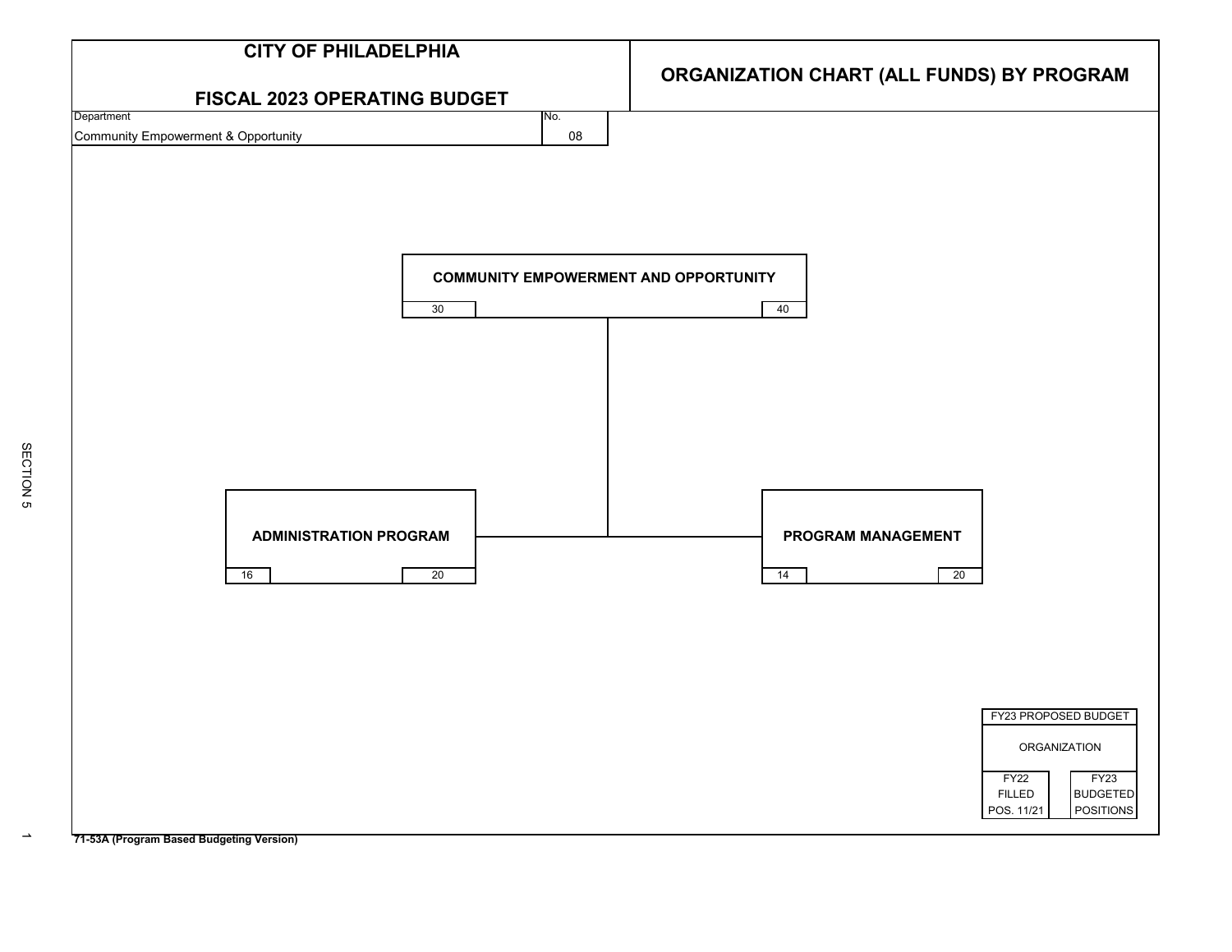# CITY OF PHILADELPHIA

## FISCAL 2023 OPERATING BUDGET

## ORGANIZATION CHART (ALL FUNDS) BY PROGRAM

| Department | No. |
|---|---|
| Community Empowerment & Opportunity | 08 |

**COMMUNITY EMPOWERMENT AND OPPORTUNITY**
30 | 40

**ADMINISTRATION PROGRAM**
16 | 20

**PROGRAM MANAGEMENT**
14 | 20

FY23 PROPOSED BUDGET

ORGANIZATION

FY22 FILLED POS. 11/21 | FY23 BUDGETED POSITIONS

71-53A (Program Based Budgeting Version)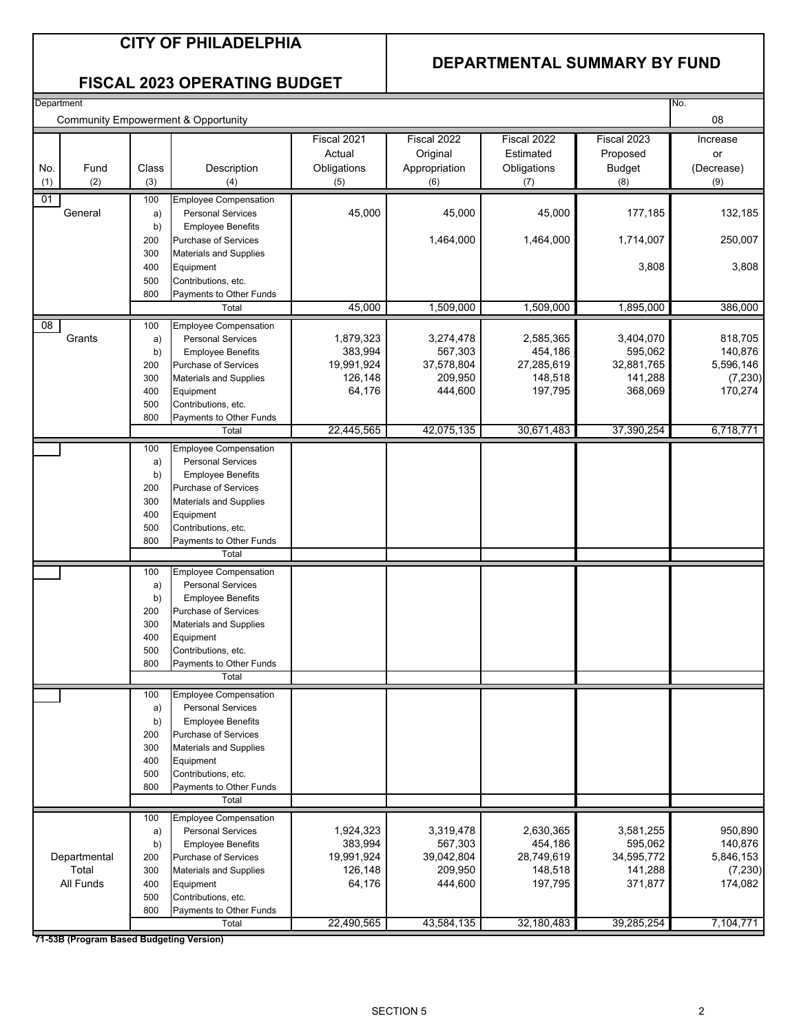# CITY OF PHILADELPHIA

## FISCAL 2023 OPERATING BUDGET

## DEPARTMENTAL SUMMARY BY FUND

Department: Community Empowerment & Opportunity

No. 08

| No. (1) | Fund (2) | Class (3) | Description (4) | Fiscal 2021 Actual Obligations (5) | Fiscal 2022 Original Appropriation (6) | Fiscal 2022 Estimated Obligations (7) | Fiscal 2023 Proposed Budget (8) | Increase or (Decrease) (9) |
|---|---|---|---|---|---|---|---|---|
| 01 | General | 100 | Employee Compensation | | | | | |
| | | a) | Personal Services | 45,000 | 45,000 | 45,000 | 177,185 | 132,185 |
| | | b) | Employee Benefits | | | | | |
| | | 200 | Purchase of Services | | 1,464,000 | 1,464,000 | 1,714,007 | 250,007 |
| | | 300 | Materials and Supplies | | | | | |
| | | 400 | Equipment | | | | 3,808 | 3,808 |
| | | 500 | Contributions, etc. | | | | | |
| | | 800 | Payments to Other Funds | | | | | |
| | | | Total | 45,000 | 1,509,000 | 1,509,000 | 1,895,000 | 386,000 |
| 08 | Grants | 100 | Employee Compensation | | | | | |
| | | a) | Personal Services | 1,879,323 | 3,274,478 | 2,585,365 | 3,404,070 | 818,705 |
| | | b) | Employee Benefits | 383,994 | 567,303 | 454,186 | 595,062 | 140,876 |
| | | 200 | Purchase of Services | 19,991,924 | 37,578,804 | 27,285,619 | 32,881,765 | 5,596,146 |
| | | 300 | Materials and Supplies | 126,148 | 209,950 | 148,518 | 141,288 | (7,230) |
| | | 400 | Equipment | 64,176 | 444,600 | 197,795 | 368,069 | 170,274 |
| | | 500 | Contributions, etc. | | | | | |
| | | 800 | Payments to Other Funds | | | | | |
| | | | Total | 22,445,565 | 42,075,135 | 30,671,483 | 37,390,254 | 6,718,771 |
| | Departmental Total All Funds | 100 | Employee Compensation | | | | | |
| | | a) | Personal Services | 1,924,323 | 3,319,478 | 2,630,365 | 3,581,255 | 950,890 |
| | | b) | Employee Benefits | 383,994 | 567,303 | 454,186 | 595,062 | 140,876 |
| | | 200 | Purchase of Services | 19,991,924 | 39,042,804 | 28,749,619 | 34,595,772 | 5,846,153 |
| | | 300 | Materials and Supplies | 126,148 | 209,950 | 148,518 | 141,288 | (7,230) |
| | | 400 | Equipment | 64,176 | 444,600 | 197,795 | 371,877 | 174,082 |
| | | 500 | Contributions, etc. | | | | | |
| | | 800 | Payments to Other Funds | | | | | |
| | | | Total | 22,490,565 | 43,584,135 | 32,180,483 | 39,285,254 | 7,104,771 |

71-53B (Program Based Budgeting Version)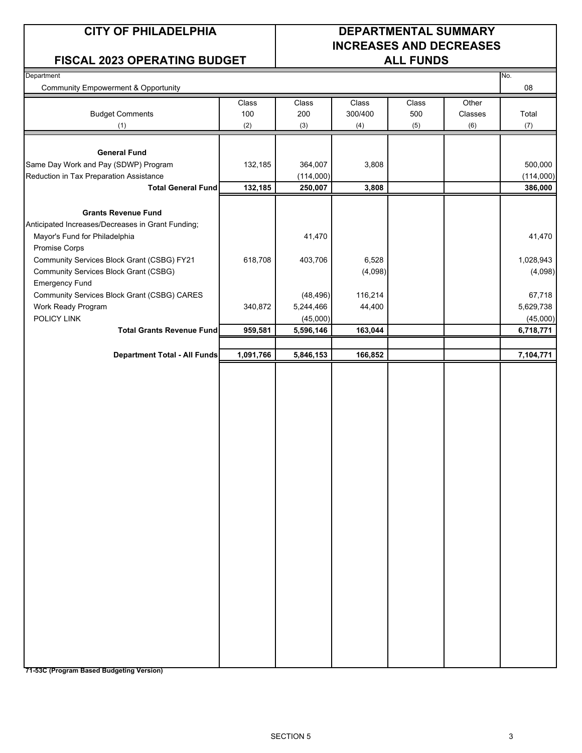# CITY OF PHILADELPHIA

## FISCAL 2023 OPERATING BUDGET

## DEPARTMENTAL SUMMARY INCREASES AND DECREASES ALL FUNDS

Department: Community Empowerment & Opportunity

No.: 08

| Budget Comments<br>(1) | Class 100<br>(2) | Class 200<br>(3) | Class 300/400<br>(4) | Class 500<br>(5) | Other Classes<br>(6) | Total<br>(7) |
|---|---|---|---|---|---|---|
| **General Fund** | | | | | | |
| Same Day Work and Pay (SDWP) Program | 132,185 | 364,007 | 3,808 | | | 500,000 |
| Reduction in Tax Preparation Assistance | | (114,000) | | | | (114,000) |
| **Total General Fund** | **132,185** | **250,007** | **3,808** | | | **386,000** |
| **Grants Revenue Fund** | | | | | | |
| Anticipated Increases/Decreases in Grant Funding; | | | | | | |
| Mayor's Fund for Philadelphia | | 41,470 | | | | 41,470 |
| Promise Corps | | | | | | |
| Community Services Block Grant (CSBG) FY21 | 618,708 | 403,706 | 6,528 | | | 1,028,943 |
| Community Services Block Grant (CSBG) | | | (4,098) | | | (4,098) |
| Emergency Fund | | | | | | |
| Community Services Block Grant (CSBG) CARES | | (48,496) | 116,214 | | | 67,718 |
| Work Ready Program | 340,872 | 5,244,466 | 44,400 | | | 5,629,738 |
| POLICY LINK | | (45,000) | | | | (45,000) |
| **Total Grants Revenue Fund** | **959,581** | **5,596,146** | **163,044** | | | **6,718,771** |
| **Department Total - All Funds** | **1,091,766** | **5,846,153** | **166,852** | | | **7,104,771** |

**71-53C (Program Based Budgeting Version)**

SECTION 5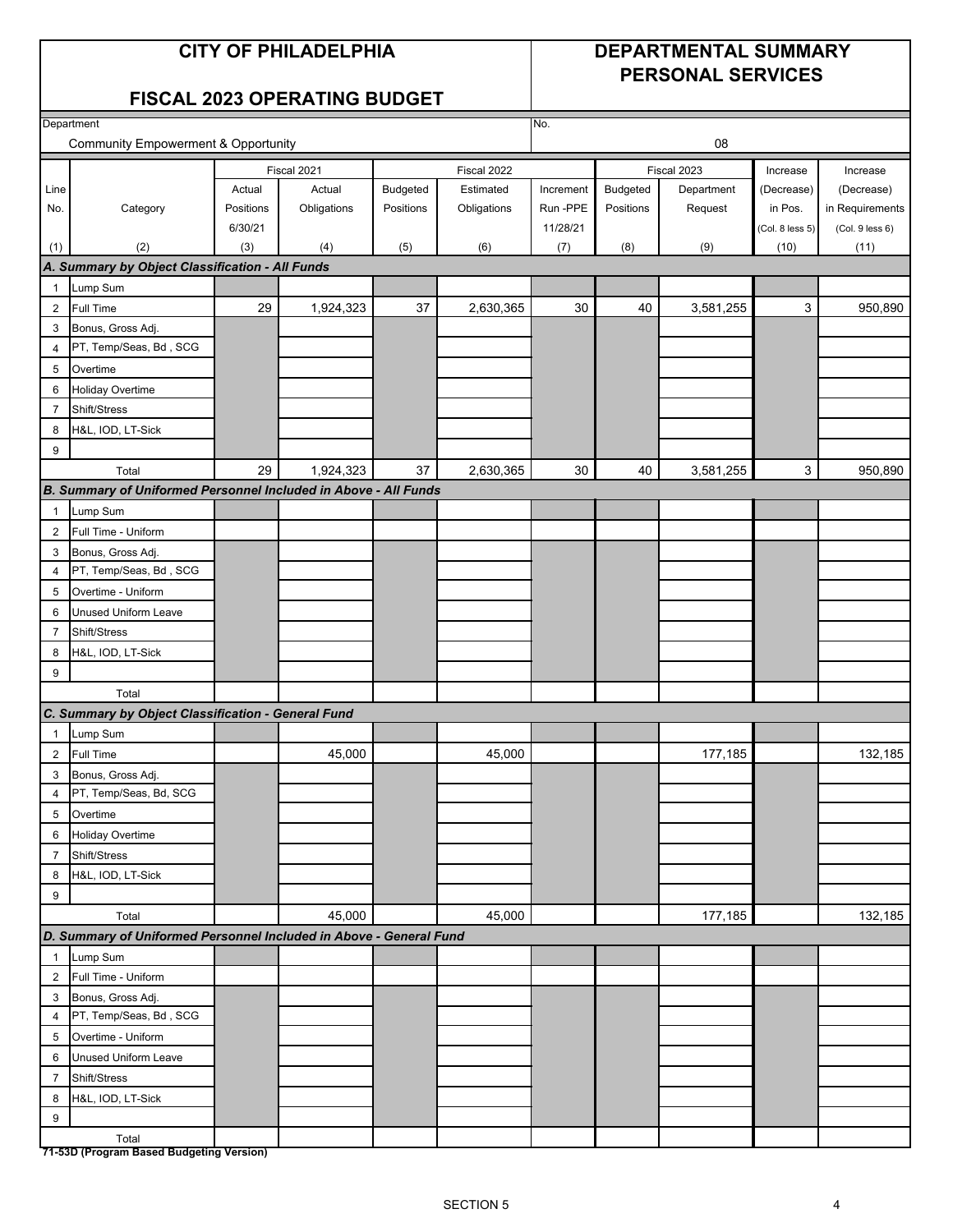# CITY OF PHILADELPHIA

## FISCAL 2023 OPERATING BUDGET

# DEPARTMENTAL SUMMARY PERSONAL SERVICES

Department: Community Empowerment & Opportunity

No. 08

| Line No. | Category | Fiscal 2021 Actual Positions 6/30/21 | Fiscal 2021 Actual Obligations | Fiscal 2022 Budgeted Positions | Fiscal 2022 Estimated Obligations | Increment Run -PPE 11/28/21 | Fiscal 2023 Budgeted Positions | Fiscal 2023 Department Request | Increase (Decrease) in Pos. (Col. 8 less 5) | Increase (Decrease) in Requirements (Col. 9 less 6) |
|---|---|---|---|---|---|---|---|---|---|---|
| (1) | (2) | (3) | (4) | (5) | (6) | (7) | (8) | (9) | (10) | (11) |
| ***A. Summary by Object Classification - All Funds*** | | | | | | | | | | |
| 1 | Lump Sum | | | | | | | | | |
| 2 | Full Time | 29 | 1,924,323 | 37 | 2,630,365 | 30 | 40 | 3,581,255 | 3 | 950,890 |
| 3 | Bonus, Gross Adj. | | | | | | | | | |
| 4 | PT, Temp/Seas, Bd , SCG | | | | | | | | | |
| 5 | Overtime | | | | | | | | | |
| 6 | Holiday Overtime | | | | | | | | | |
| 7 | Shift/Stress | | | | | | | | | |
| 8 | H&L, IOD, LT-Sick | | | | | | | | | |
| 9 | | | | | | | | | | |
| | Total | 29 | 1,924,323 | 37 | 2,630,365 | 30 | 40 | 3,581,255 | 3 | 950,890 |
| ***B. Summary of Uniformed Personnel Included in Above - All Funds*** | | | | | | | | | | |
| 1 | Lump Sum | | | | | | | | | |
| 2 | Full Time - Uniform | | | | | | | | | |
| 3 | Bonus, Gross Adj. | | | | | | | | | |
| 4 | PT, Temp/Seas, Bd , SCG | | | | | | | | | |
| 5 | Overtime - Uniform | | | | | | | | | |
| 6 | Unused Uniform Leave | | | | | | | | | |
| 7 | Shift/Stress | | | | | | | | | |
| 8 | H&L, IOD, LT-Sick | | | | | | | | | |
| 9 | | | | | | | | | | |
| | Total | | | | | | | | | |
| ***C. Summary by Object Classification - General Fund*** | | | | | | | | | | |
| 1 | Lump Sum | | | | | | | | | |
| 2 | Full Time | | 45,000 | | 45,000 | | | 177,185 | | 132,185 |
| 3 | Bonus, Gross Adj. | | | | | | | | | |
| 4 | PT, Temp/Seas, Bd, SCG | | | | | | | | | |
| 5 | Overtime | | | | | | | | | |
| 6 | Holiday Overtime | | | | | | | | | |
| 7 | Shift/Stress | | | | | | | | | |
| 8 | H&L, IOD, LT-Sick | | | | | | | | | |
| 9 | | | | | | | | | | |
| | Total | | 45,000 | | 45,000 | | | 177,185 | | 132,185 |
| ***D. Summary of Uniformed Personnel Included in Above - General Fund*** | | | | | | | | | | |
| 1 | Lump Sum | | | | | | | | | |
| 2 | Full Time - Uniform | | | | | | | | | |
| 3 | Bonus, Gross Adj. | | | | | | | | | |
| 4 | PT, Temp/Seas, Bd , SCG | | | | | | | | | |
| 5 | Overtime - Uniform | | | | | | | | | |
| 6 | Unused Uniform Leave | | | | | | | | | |
| 7 | Shift/Stress | | | | | | | | | |
| 8 | H&L, IOD, LT-Sick | | | | | | | | | |
| 9 | | | | | | | | | | |
| | Total | | | | | | | | | |

**71-53D (Program Based Budgeting Version)**

SECTION 5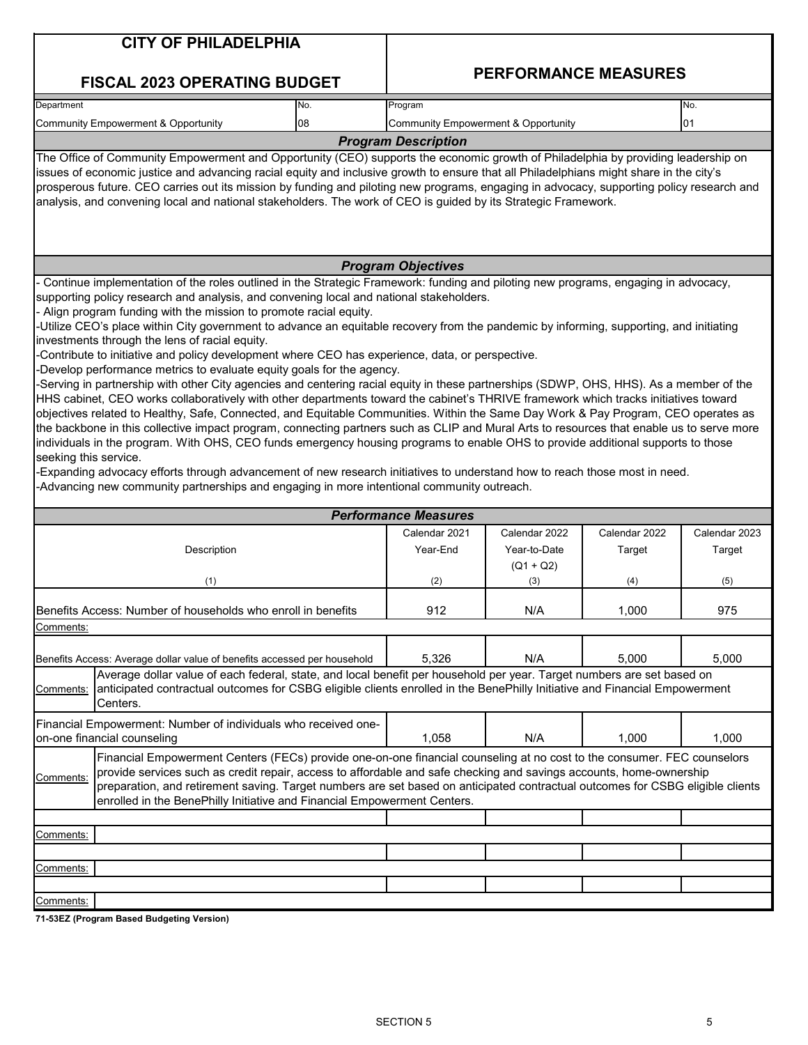# CITY OF PHILADELPHIA

## FISCAL 2023 OPERATING BUDGET

## PERFORMANCE MEASURES

| Department | No. | Program | No. |
|---|---|---|---|
| Community Empowerment & Opportunity | 08 | Community Empowerment & Opportunity | 01 |

### *Program Description*

The Office of Community Empowerment and Opportunity (CEO) supports the economic growth of Philadelphia by providing leadership on issues of economic justice and advancing racial equity and inclusive growth to ensure that all Philadelphians might share in the city's prosperous future. CEO carries out its mission by funding and piloting new programs, engaging in advocacy, supporting policy research and analysis, and convening local and national stakeholders. The work of CEO is guided by its Strategic Framework.

### *Program Objectives*

- Continue implementation of the roles outlined in the Strategic Framework: funding and piloting new programs, engaging in advocacy, supporting policy research and analysis, and convening local and national stakeholders.
- Align program funding with the mission to promote racial equity.
- Utilize CEO's place within City government to advance an equitable recovery from the pandemic by informing, supporting, and initiating investments through the lens of racial equity.
- Contribute to initiative and policy development where CEO has experience, data, or perspective.
- Develop performance metrics to evaluate equity goals for the agency.
- Serving in partnership with other City agencies and centering racial equity in these partnerships (SDWP, OHS, HHS). As a member of the HHS cabinet, CEO works collaboratively with other departments toward the cabinet's THRIVE framework which tracks initiatives toward objectives related to Healthy, Safe, Connected, and Equitable Communities. Within the Same Day Work & Pay Program, CEO operates as the backbone in this collective impact program, connecting partners such as CLIP and Mural Arts to resources that enable us to serve more individuals in the program. With OHS, CEO funds emergency housing programs to enable OHS to provide additional supports to those seeking this service.
- Expanding advocacy efforts through advancement of new research initiatives to understand how to reach those most in need.
- Advancing new community partnerships and engaging in more intentional community outreach.

### *Performance Measures*

| Description (1) | Calendar 2021 Year-End (2) | Calendar 2022 Year-to-Date (Q1 + Q2) (3) | Calendar 2022 Target (4) | Calendar 2023 Target (5) |
|---|---|---|---|---|
| Benefits Access: Number of households who enroll in benefits | 912 | N/A | 1,000 | 975 |
| Comments: | | | | |
| Benefits Access: Average dollar value of benefits accessed per household | 5,326 | N/A | 5,000 | 5,000 |
| Comments: Average dollar value of each federal, state, and local benefit per household per year. Target numbers are set based on anticipated contractual outcomes for CSBG eligible clients enrolled in the BenePhilly Initiative and Financial Empowerment Centers. | | | | |
| Financial Empowerment: Number of individuals who received one-on-one financial counseling | 1,058 | N/A | 1,000 | 1,000 |
| Comments: Financial Empowerment Centers (FECs) provide one-on-one financial counseling at no cost to the consumer. FEC counselors provide services such as credit repair, access to affordable and safe checking and savings accounts, home-ownership preparation, and retirement saving. Target numbers are set based on anticipated contractual outcomes for CSBG eligible clients enrolled in the BenePhilly Initiative and Financial Empowerment Centers. | | | | |
| | | | | |
| Comments: | | | | |
| | | | | |
| Comments: | | | | |
| | | | | |
| Comments: | | | | |

71-53EZ (Program Based Budgeting Version)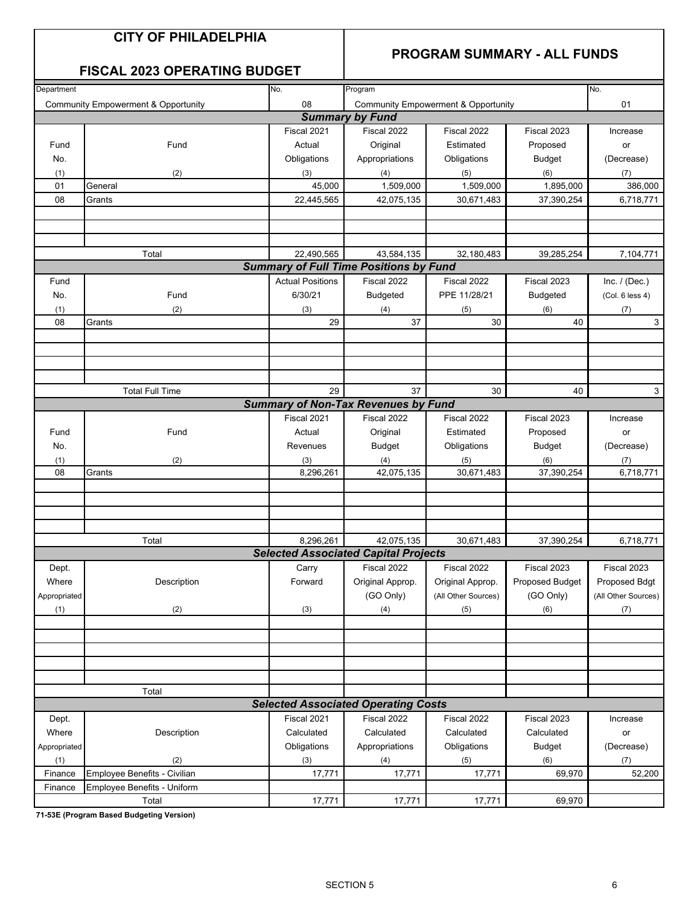# CITY OF PHILADELPHIA

## FISCAL 2023 OPERATING BUDGET

## PROGRAM SUMMARY - ALL FUNDS

| Department | No. | Program | No. |
|---|---|---|---|
| Community Empowerment & Opportunity | 08 | Community Empowerment & Opportunity | 01 |

### Summary by Fund

| Fund No. | Fund | Fiscal 2021 Actual Obligations | Fiscal 2022 Original Appropriations | Fiscal 2022 Estimated Obligations | Fiscal 2023 Proposed Budget | Increase or (Decrease) |
|---|---|---|---|---|---|---|
| (1) | (2) | (3) | (4) | (5) | (6) | (7) |
| 01 | General | 45,000 | 1,509,000 | 1,509,000 | 1,895,000 | 386,000 |
| 08 | Grants | 22,445,565 | 42,075,135 | 30,671,483 | 37,390,254 | 6,718,771 |
| | Total | 22,490,565 | 43,584,135 | 32,180,483 | 39,285,254 | 7,104,771 |

### Summary of Full Time Positions by Fund

| Fund No. | Fund | Actual Positions 6/30/21 | Fiscal 2022 Budgeted | Fiscal 2022 PPE 11/28/21 | Fiscal 2023 Budgeted | Inc. / (Dec.) (Col. 6 less 4) |
|---|---|---|---|---|---|---|
| (1) | (2) | (3) | (4) | (5) | (6) | (7) |
| 08 | Grants | 29 | 37 | 30 | 40 | 3 |
| | Total Full Time | 29 | 37 | 30 | 40 | 3 |

### Summary of Non-Tax Revenues by Fund

| Fund No. | Fund | Fiscal 2021 Actual Revenues | Fiscal 2022 Original Budget | Fiscal 2022 Estimated Obligations | Fiscal 2023 Proposed Budget | Increase or (Decrease) |
|---|---|---|---|---|---|---|
| (1) | (2) | (3) | (4) | (5) | (6) | (7) |
| 08 | Grants | 8,296,261 | 42,075,135 | 30,671,483 | 37,390,254 | 6,718,771 |
| | Total | 8,296,261 | 42,075,135 | 30,671,483 | 37,390,254 | 6,718,771 |

### Selected Associated Capital Projects

| Dept. Where Appropriated | Description | Carry Forward | Fiscal 2022 Original Approp. (GO Only) | Fiscal 2022 Original Approp. (All Other Sources) | Fiscal 2023 Proposed Budget (GO Only) | Fiscal 2023 Proposed Bdgt (All Other Sources) |
|---|---|---|---|---|---|---|
| (1) | (2) | (3) | (4) | (5) | (6) | (7) |
| | Total | | | | | |

### Selected Associated Operating Costs

| Dept. Where Appropriated | Description | Fiscal 2021 Calculated Obligations | Fiscal 2022 Calculated Appropriations | Fiscal 2022 Calculated Obligations | Fiscal 2023 Calculated Budget | Increase or (Decrease) |
|---|---|---|---|---|---|---|
| (1) | (2) | (3) | (4) | (5) | (6) | (7) |
| Finance | Employee Benefits - Civilian | 17,771 | 17,771 | 17,771 | 69,970 | 52,200 |
| Finance | Employee Benefits - Uniform | | | | | |
| | Total | 17,771 | 17,771 | 17,771 | 69,970 | |

**71-53E (Program Based Budgeting Version)**

SECTION 5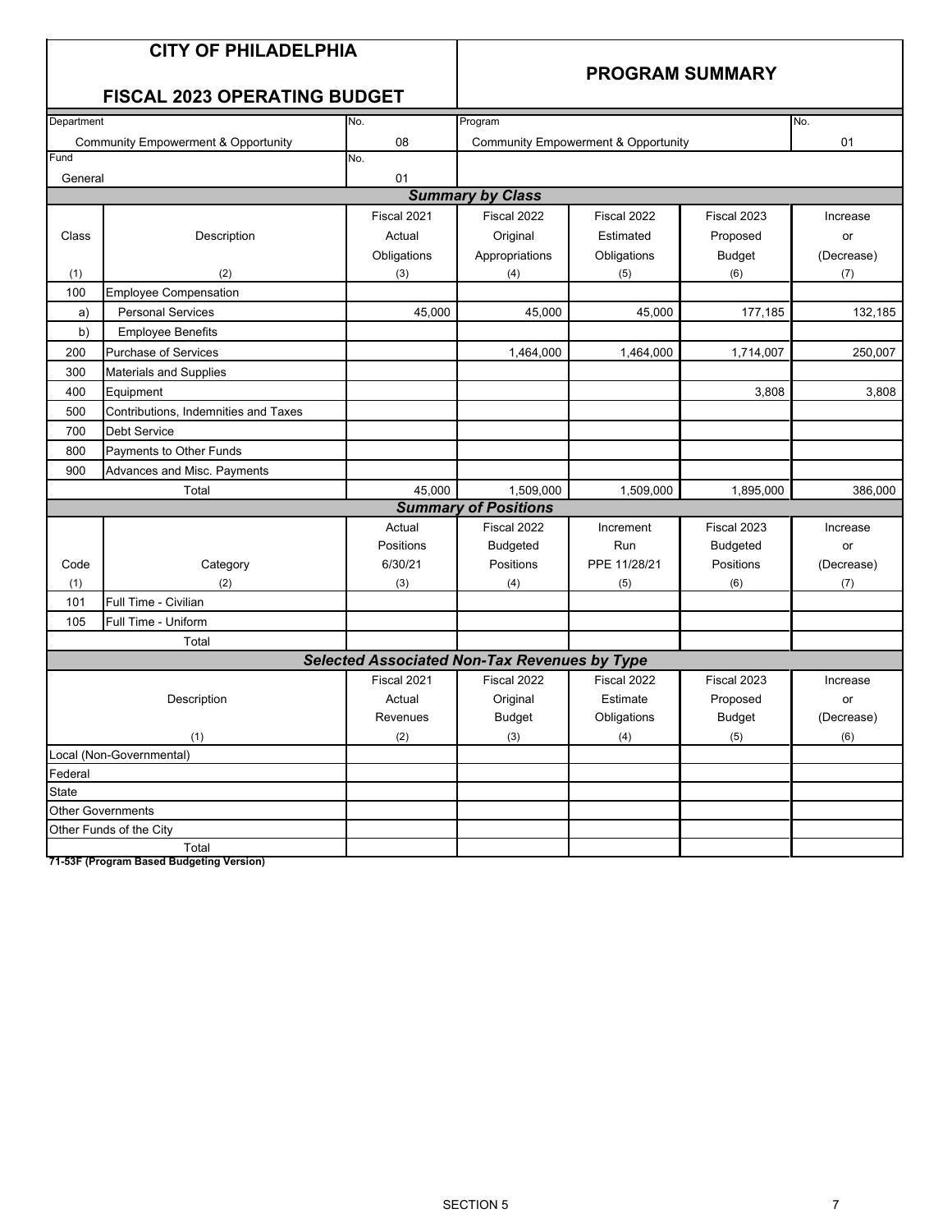# CITY OF PHILADELPHIA

## FISCAL 2023 OPERATING BUDGET

## PROGRAM SUMMARY

| Department | No. | Program | No. |
|---|---|---|---|
| Community Empowerment & Opportunity | 08 | Community Empowerment & Opportunity | 01 |
| **Fund** | **No.** | | |
| General | 01 | | |

### Summary by Class

| Class (1) | Description (2) | Fiscal 2021 Actual Obligations (3) | Fiscal 2022 Original Appropriations (4) | Fiscal 2022 Estimated Obligations (5) | Fiscal 2023 Proposed Budget (6) | Increase or (Decrease) (7) |
|---|---|---|---|---|---|---|
| 100 | Employee Compensation | | | | | |
| a) | Personal Services | 45,000 | 45,000 | 45,000 | 177,185 | 132,185 |
| b) | Employee Benefits | | | | | |
| 200 | Purchase of Services | | 1,464,000 | 1,464,000 | 1,714,007 | 250,007 |
| 300 | Materials and Supplies | | | | | |
| 400 | Equipment | | | | 3,808 | 3,808 |
| 500 | Contributions, Indemnities and Taxes | | | | | |
| 700 | Debt Service | | | | | |
| 800 | Payments to Other Funds | | | | | |
| 900 | Advances and Misc. Payments | | | | | |
| | Total | 45,000 | 1,509,000 | 1,509,000 | 1,895,000 | 386,000 |

### Summary of Positions

| Code (1) | Category (2) | Actual Positions 6/30/21 (3) | Fiscal 2022 Budgeted Positions (4) | Increment Run PPE 11/28/21 (5) | Fiscal 2023 Budgeted Positions (6) | Increase or (Decrease) (7) |
|---|---|---|---|---|---|---|
| 101 | Full Time - Civilian | | | | | |
| 105 | Full Time - Uniform | | | | | |
| | Total | | | | | |

### Selected Associated Non-Tax Revenues by Type

| Description (1) | Fiscal 2021 Actual Revenues (2) | Fiscal 2022 Original Budget (3) | Fiscal 2022 Estimate Obligations (4) | Fiscal 2023 Proposed Budget (5) | Increase or (Decrease) (6) |
|---|---|---|---|---|---|
| Local (Non-Governmental) | | | | | |
| Federal | | | | | |
| State | | | | | |
| Other Governments | | | | | |
| Other Funds of the City | | | | | |
| Total | | | | | |

**71-53F (Program Based Budgeting Version)**

SECTION 5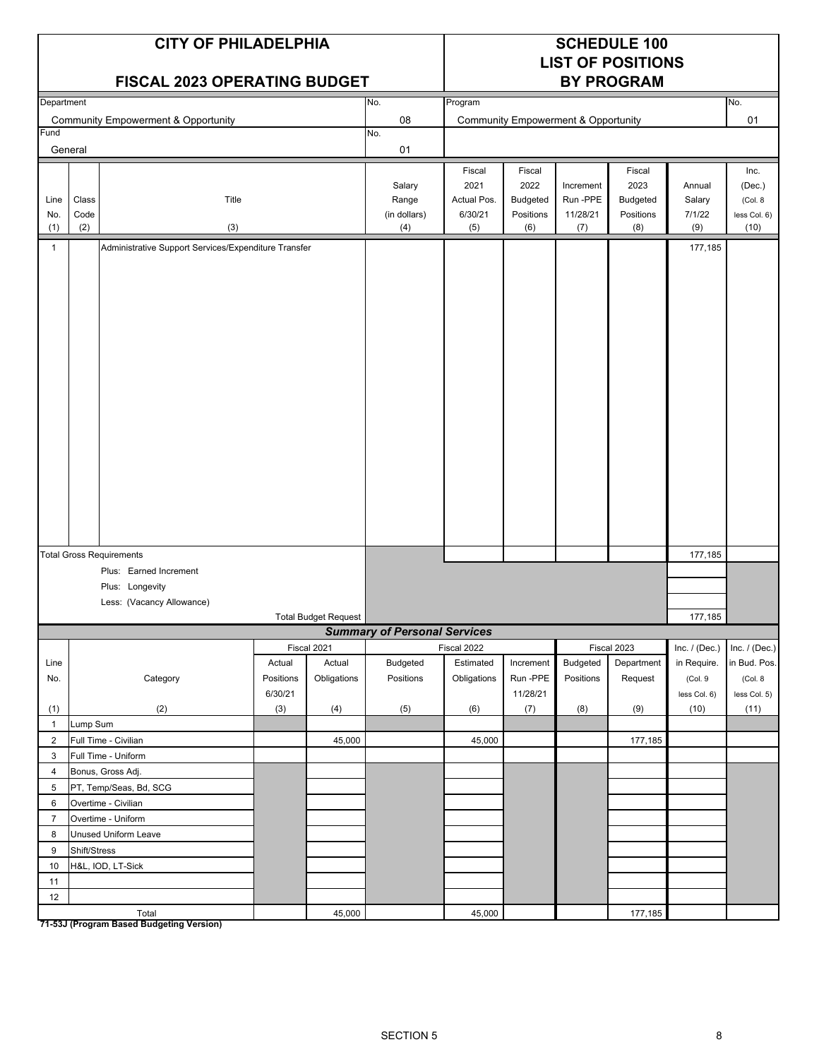# CITY OF PHILADELPHIA

## FISCAL 2023 OPERATING BUDGET

## SCHEDULE 100
## LIST OF POSITIONS
## BY PROGRAM

| Department | No. | Program | No. |
|---|---|---|---|
| Community Empowerment & Opportunity | 08 | Community Empowerment & Opportunity | 01 |
| Fund | No. | | |
| General | 01 | | |

| Line No. (1) | Class Code (2) | Title (3) | Salary Range (in dollars) (4) | Fiscal 2021 Actual Pos. 6/30/21 (5) | Fiscal 2022 Budgeted Positions (6) | Increment Run -PPE 11/28/21 (7) | Fiscal 2023 Budgeted Positions (8) | Annual Salary 7/1/22 (9) | Inc. (Dec.) (Col. 8 less Col. 6) (10) |
|---|---|---|---|---|---|---|---|---|---|
| 1 | | Administrative Support Services/Expenditure Transfer | | | | | | 177,185 | |
| | | Total Gross Requirements | | | | | | 177,185 | |
| | | Plus: Earned Increment | | | | | | | |
| | | Plus: Longevity | | | | | | | |
| | | Less: (Vacancy Allowance) | | | | | | | |
| | | Total Budget Request | | | | | | 177,185 | |

### Summary of Personal Services

| Line No. (1) | Category (2) | Fiscal 2021 Actual Positions 6/30/21 (3) | Fiscal 2021 Actual Obligations (4) | Fiscal 2022 Budgeted Positions (5) | Fiscal 2022 Estimated Obligations (6) | Increment Run -PPE 11/28/21 (7) | Fiscal 2023 Budgeted Positions (8) | Fiscal 2023 Department Request (9) | Inc. / (Dec.) in Require. (Col. 9 less Col. 6) (10) | Inc. / (Dec.) in Bud. Pos. (Col. 8 less Col. 5) (11) |
|---|---|---|---|---|---|---|---|---|---|---|
| 1 | Lump Sum | | | | | | | | | |
| 2 | Full Time - Civilian | | 45,000 | | 45,000 | | | 177,185 | | |
| 3 | Full Time - Uniform | | | | | | | | | |
| 4 | Bonus, Gross Adj. | | | | | | | | | |
| 5 | PT, Temp/Seas, Bd, SCG | | | | | | | | | |
| 6 | Overtime - Civilian | | | | | | | | | |
| 7 | Overtime - Uniform | | | | | | | | | |
| 8 | Unused Uniform Leave | | | | | | | | | |
| 9 | Shift/Stress | | | | | | | | | |
| 10 | H&L, IOD, LT-Sick | | | | | | | | | |
| 11 | | | | | | | | | | |
| 12 | | | | | | | | | | |
| | Total | | 45,000 | | 45,000 | | | 177,185 | | |

**71-53J (Program Based Budgeting Version)**

SECTION 5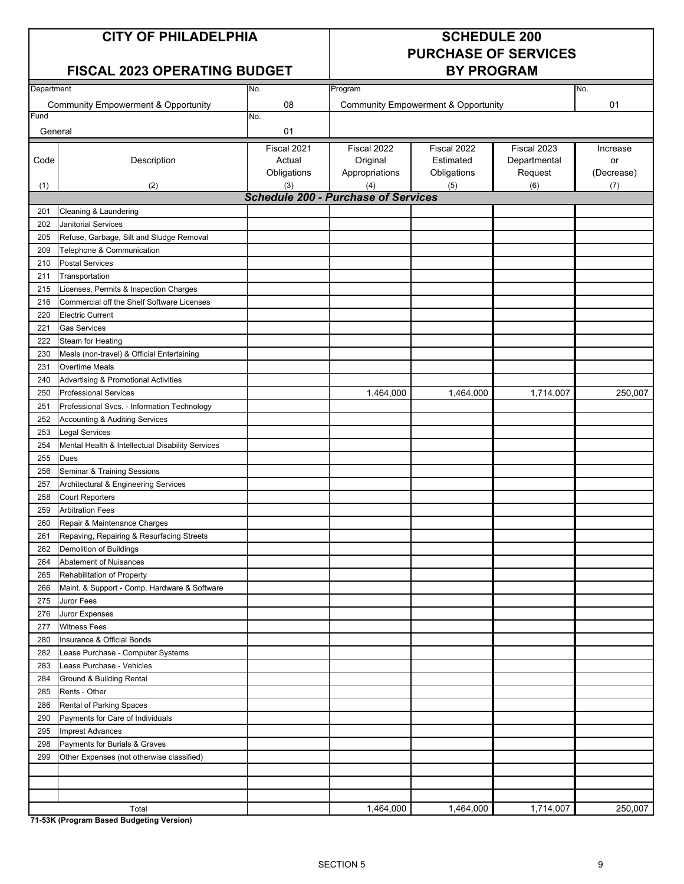# CITY OF PHILADELPHIA

## FISCAL 2023 OPERATING BUDGET

# SCHEDULE 200
# PURCHASE OF SERVICES
# BY PROGRAM

| Department | No. | Program | No. |
|---|---|---|---|
| Community Empowerment & Opportunity | 08 | Community Empowerment & Opportunity | 01 |
| Fund | No. | | |
| General | 01 | | |

| Code (1) | Description (2) | Fiscal 2021 Actual Obligations (3) | Fiscal 2022 Original Appropriations (4) | Fiscal 2022 Estimated Obligations (5) | Fiscal 2023 Departmental Request (6) | Increase or (Decrease) (7) |
|---|---|---|---|---|---|---|
| | ***Schedule 200 - Purchase of Services*** | | | | | |
| 201 | Cleaning & Laundering | | | | | |
| 202 | Janitorial Services | | | | | |
| 205 | Refuse, Garbage, Silt and Sludge Removal | | | | | |
| 209 | Telephone & Communication | | | | | |
| 210 | Postal Services | | | | | |
| 211 | Transportation | | | | | |
| 215 | Licenses, Permits & Inspection Charges | | | | | |
| 216 | Commercial off the Shelf Software Licenses | | | | | |
| 220 | Electric Current | | | | | |
| 221 | Gas Services | | | | | |
| 222 | Steam for Heating | | | | | |
| 230 | Meals (non-travel) & Official Entertaining | | | | | |
| 231 | Overtime Meals | | | | | |
| 240 | Advertising & Promotional Activities | | | | | |
| 250 | Professional Services | | 1,464,000 | 1,464,000 | 1,714,007 | 250,007 |
| 251 | Professional Svcs. - Information Technology | | | | | |
| 252 | Accounting & Auditing Services | | | | | |
| 253 | Legal Services | | | | | |
| 254 | Mental Health & Intellectual Disability Services | | | | | |
| 255 | Dues | | | | | |
| 256 | Seminar & Training Sessions | | | | | |
| 257 | Architectural & Engineering Services | | | | | |
| 258 | Court Reporters | | | | | |
| 259 | Arbitration Fees | | | | | |
| 260 | Repair & Maintenance Charges | | | | | |
| 261 | Repaving, Repairing & Resurfacing Streets | | | | | |
| 262 | Demolition of Buildings | | | | | |
| 264 | Abatement of Nuisances | | | | | |
| 265 | Rehabilitation of Property | | | | | |
| 266 | Maint. & Support - Comp. Hardware & Software | | | | | |
| 275 | Juror Fees | | | | | |
| 276 | Juror Expenses | | | | | |
| 277 | Witness Fees | | | | | |
| 280 | Insurance & Official Bonds | | | | | |
| 282 | Lease Purchase - Computer Systems | | | | | |
| 283 | Lease Purchase - Vehicles | | | | | |
| 284 | Ground & Building Rental | | | | | |
| 285 | Rents - Other | | | | | |
| 286 | Rental of Parking Spaces | | | | | |
| 290 | Payments for Care of Individuals | | | | | |
| 295 | Imprest Advances | | | | | |
| 298 | Payments for Burials & Graves | | | | | |
| 299 | Other Expenses (not otherwise classified) | | | | | |
| | | | | | | |
| | | | | | | |
| | | | | | | |
| | Total | | 1,464,000 | 1,464,000 | 1,714,007 | 250,007 |

**71-53K (Program Based Budgeting Version)**

SECTION 5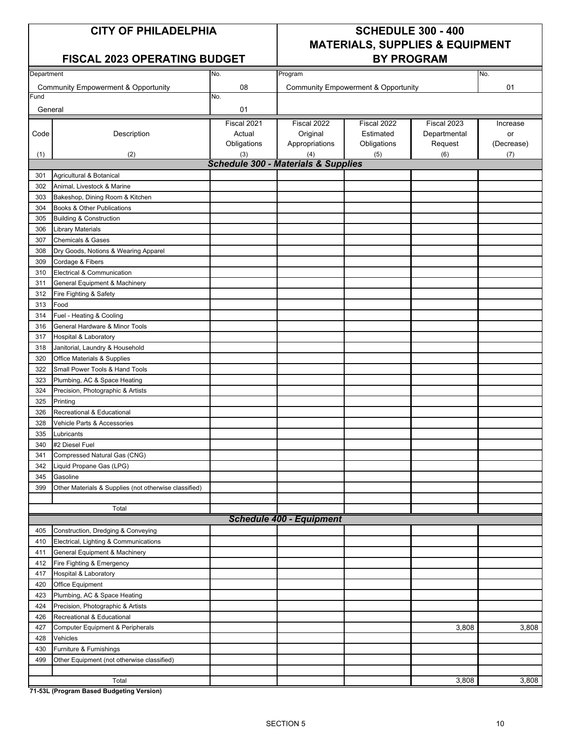# CITY OF PHILADELPHIA

## FISCAL 2023 OPERATING BUDGET

## SCHEDULE 300 - 400 MATERIALS, SUPPLIES & EQUIPMENT BY PROGRAM

| Department | No. | Program | No. |
|---|---|---|---|
| Community Empowerment & Opportunity | 08 | Community Empowerment & Opportunity | 01 |
| Fund: General | 01 | | |

| Code (1) | Description (2) | Fiscal 2021 Actual Obligations (3) | Fiscal 2022 Original Appropriations (4) | Fiscal 2022 Estimated Obligations (5) | Fiscal 2023 Departmental Request (6) | Increase or (Decrease) (7) |
|---|---|---|---|---|---|---|
| | ***Schedule 300 - Materials & Supplies*** | | | | | |
| 301 | Agricultural & Botanical | | | | | |
| 302 | Animal, Livestock & Marine | | | | | |
| 303 | Bakeshop, Dining Room & Kitchen | | | | | |
| 304 | Books & Other Publications | | | | | |
| 305 | Building & Construction | | | | | |
| 306 | Library Materials | | | | | |
| 307 | Chemicals & Gases | | | | | |
| 308 | Dry Goods, Notions & Wearing Apparel | | | | | |
| 309 | Cordage & Fibers | | | | | |
| 310 | Electrical & Communication | | | | | |
| 311 | General Equipment & Machinery | | | | | |
| 312 | Fire Fighting & Safety | | | | | |
| 313 | Food | | | | | |
| 314 | Fuel - Heating & Cooling | | | | | |
| 316 | General Hardware & Minor Tools | | | | | |
| 317 | Hospital & Laboratory | | | | | |
| 318 | Janitorial, Laundry & Household | | | | | |
| 320 | Office Materials & Supplies | | | | | |
| 322 | Small Power Tools & Hand Tools | | | | | |
| 323 | Plumbing, AC & Space Heating | | | | | |
| 324 | Precision, Photographic & Artists | | | | | |
| 325 | Printing | | | | | |
| 326 | Recreational & Educational | | | | | |
| 328 | Vehicle Parts & Accessories | | | | | |
| 335 | Lubricants | | | | | |
| 340 | #2 Diesel Fuel | | | | | |
| 341 | Compressed Natural Gas (CNG) | | | | | |
| 342 | Liquid Propane Gas (LPG) | | | | | |
| 345 | Gasoline | | | | | |
| 399 | Other Materials & Supplies (not otherwise classified) | | | | | |
| | | | | | | |
| | Total | | | | | |
| | ***Schedule 400 - Equipment*** | | | | | |
| 405 | Construction, Dredging & Conveying | | | | | |
| 410 | Electrical, Lighting & Communications | | | | | |
| 411 | General Equipment & Machinery | | | | | |
| 412 | Fire Fighting & Emergency | | | | | |
| 417 | Hospital & Laboratory | | | | | |
| 420 | Office Equipment | | | | | |
| 423 | Plumbing, AC & Space Heating | | | | | |
| 424 | Precision, Photographic & Artists | | | | | |
| 426 | Recreational & Educational | | | | | |
| 427 | Computer Equipment & Peripherals | | | | 3,808 | 3,808 |
| 428 | Vehicles | | | | | |
| 430 | Furniture & Furnishings | | | | | |
| 499 | Other Equipment (not otherwise classified) | | | | | |
| | | | | | | |
| | Total | | | | 3,808 | 3,808 |

**71-53L (Program Based Budgeting Version)**

SECTION 5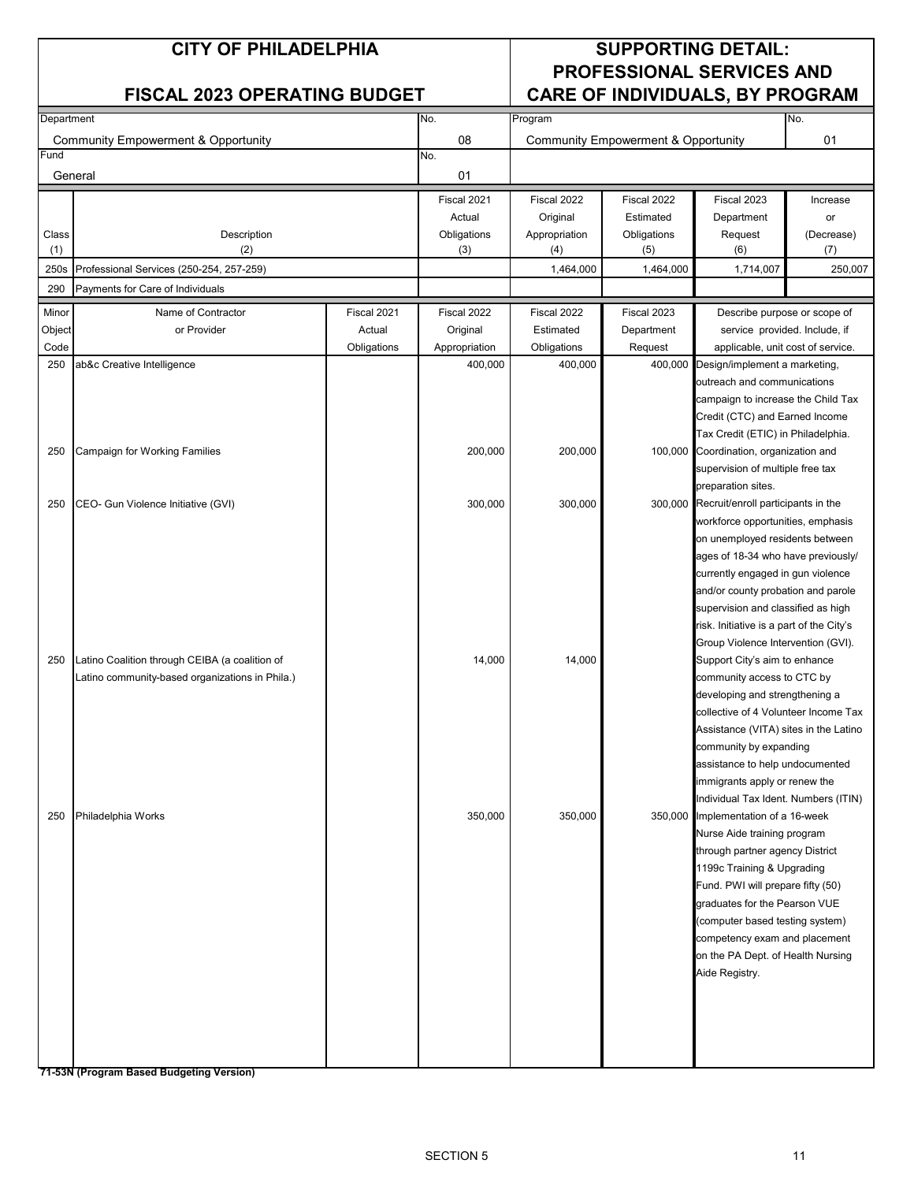# CITY OF PHILADELPHIA

## FISCAL 2023 OPERATING BUDGET

## SUPPORTING DETAIL: PROFESSIONAL SERVICES AND CARE OF INDIVIDUALS, BY PROGRAM

| Department | No. | Program | No. |
|---|---|---|---|
| Community Empowerment & Opportunity | 08 | Community Empowerment & Opportunity | 01 |
| **Fund** | **No.** | | |
| General | 01 | | |

| Class (1) | Description (2) | Fiscal 2021 Actual Obligations (3) | Fiscal 2022 Original Appropriation (4) | Fiscal 2022 Estimated Obligations (5) | Fiscal 2023 Department Request (6) | Increase or (Decrease) (7) |
|---|---|---|---|---|---|---|
| 250s | Professional Services (250-254, 257-259) | | 1,464,000 | 1,464,000 | 1,714,007 | 250,007 |
| 290 | Payments for Care of Individuals | | | | | |

| Minor Object Code | Name of Contractor or Provider | Fiscal 2021 Actual Obligations | Fiscal 2022 Original Appropriation | Fiscal 2022 Estimated Obligations | Fiscal 2023 Department Request | Describe purpose or scope of service provided. Include, if applicable, unit cost of service. |
|---|---|---|---|---|---|---|
| 250 | ab&c Creative Intelligence | | 400,000 | 400,000 | 400,000 | Design/implement a marketing, outreach and communications campaign to increase the Child Tax Credit (CTC) and Earned Income Tax Credit (ETIC) in Philadelphia. |
| 250 | Campaign for Working Families | | 200,000 | 200,000 | 100,000 | Coordination, organization and supervision of multiple free tax preparation sites. |
| 250 | CEO- Gun Violence Initiative (GVI) | | 300,000 | 300,000 | 300,000 | Recruit/enroll participants in the workforce opportunities, emphasis on unemployed residents between ages of 18-34 who have previously/ currently engaged in gun violence and/or county probation and parole supervision and classified as high risk. Initiative is a part of the City's Group Violence Intervention (GVI). |
| 250 | Latino Coalition through CEIBA (a coalition of Latino community-based organizations in Phila.) | | 14,000 | 14,000 | | Support City's aim to enhance community access to CTC by developing and strengthening a collective of 4 Volunteer Income Tax Assistance (VITA) sites in the Latino community by expanding assistance to help undocumented immigrants apply or renew the Individual Tax Ident. Numbers (ITIN) |
| 250 | Philadelphia Works | | 350,000 | 350,000 | 350,000 | Implementation of a 16-week Nurse Aide training program through partner agency District 1199c Training & Upgrading Fund. PWI will prepare fifty (50) graduates for the Pearson VUE (computer based testing system) competency exam and placement on the PA Dept. of Health Nursing Aide Registry. |

**71-53N (Program Based Budgeting Version)**

SECTION 5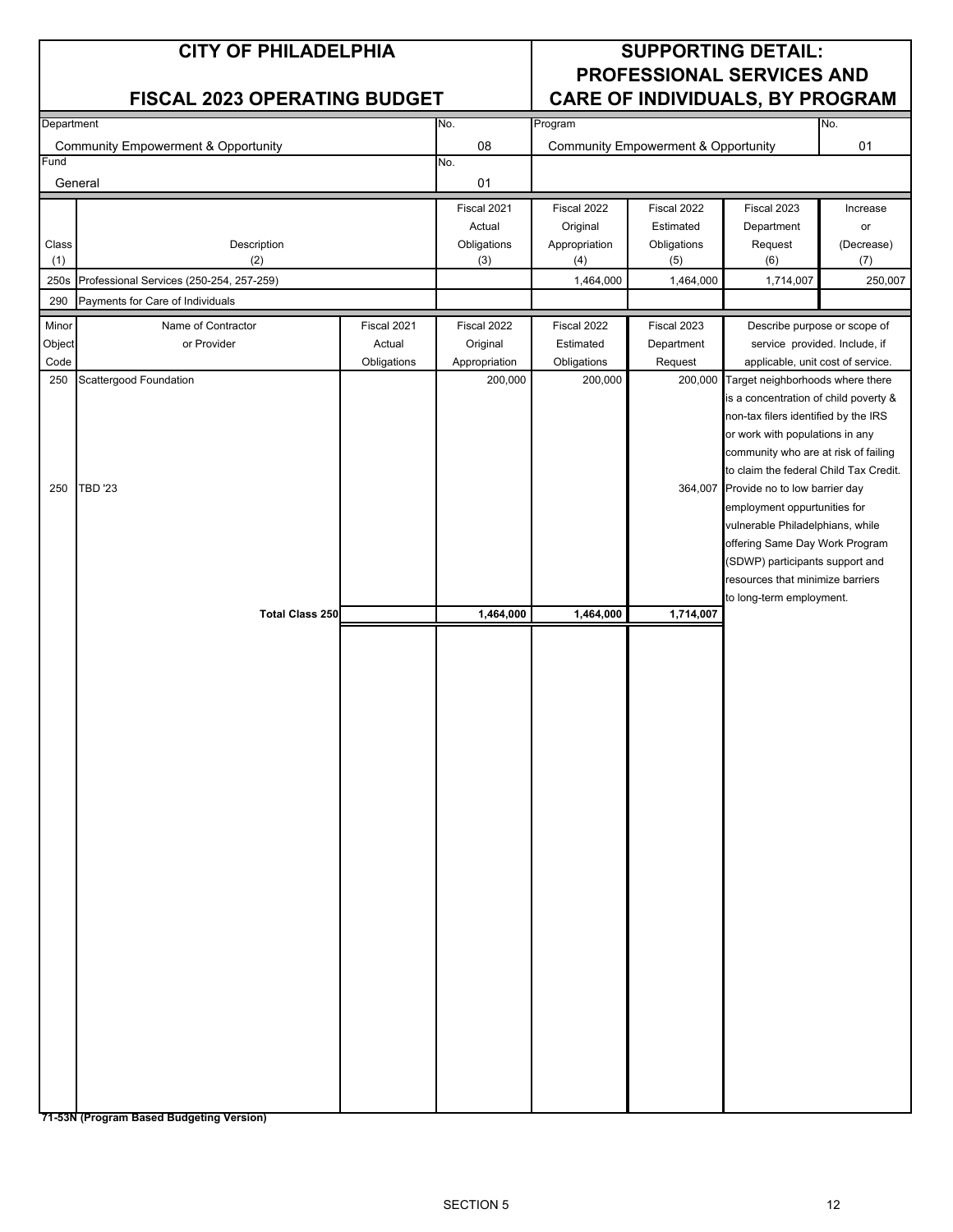# CITY OF PHILADELPHIA

## FISCAL 2023 OPERATING BUDGET

## SUPPORTING DETAIL: PROFESSIONAL SERVICES AND CARE OF INDIVIDUALS, BY PROGRAM

| Department | No. | Program | No. |
|---|---|---|---|
| Community Empowerment & Opportunity | 08 | Community Empowerment & Opportunity | 01 |
| **Fund** | **No.** | | |
| General | 01 | | |

| Class (1) | Description (2) | Fiscal 2021 Actual Obligations (3) | Fiscal 2022 Original Appropriation (4) | Fiscal 2022 Estimated Obligations (5) | Fiscal 2023 Department Request (6) | Increase or (Decrease) (7) |
|---|---|---|---|---|---|---|
| 250s | Professional Services (250-254, 257-259) | | 1,464,000 | 1,464,000 | 1,714,007 | 250,007 |
| 290 | Payments for Care of Individuals | | | | | |

| Minor Object Code | Name of Contractor or Provider | Fiscal 2021 Actual Obligations | Fiscal 2022 Original Appropriation | Fiscal 2022 Estimated Obligations | Fiscal 2023 Department Request | Describe purpose or scope of service provided. Include, if applicable, unit cost of service. |
|---|---|---|---|---|---|---|
| 250 | Scattergood Foundation | | 200,000 | 200,000 | 200,000 | Target neighborhoods where there is a concentration of child poverty & non-tax filers identified by the IRS or work with populations in any community who are at risk of failing to claim the federal Child Tax Credit. |
| 250 | TBD '23 | | | | 364,007 | Provide no to low barrier day employment oppurtunities for vulnerable Philadelphians, while offering Same Day Work Program (SDWP) participants support and resources that minimize barriers to long-term employment. |
| | **Total Class 250** | | **1,464,000** | **1,464,000** | **1,714,007** | |

**71-53N (Program Based Budgeting Version)**

SECTION 5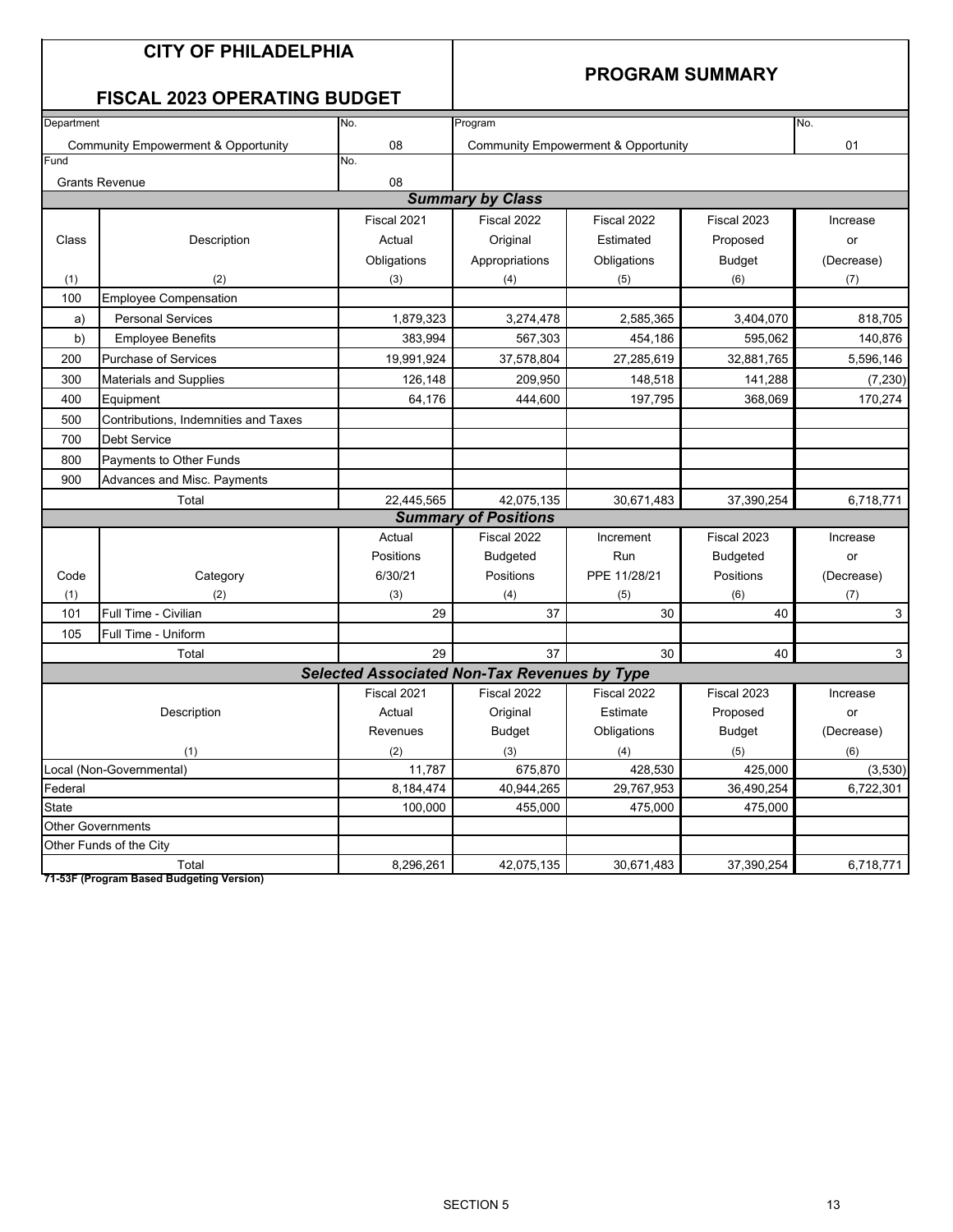# CITY OF PHILADELPHIA

## FISCAL 2023 OPERATING BUDGET

## PROGRAM SUMMARY

| Department | No. | Program | No. |
|---|---|---|---|
| Community Empowerment & Opportunity | 08 | Community Empowerment & Opportunity | 01 |
| **Fund** | **No.** | | |
| Grants Revenue | 08 | | |

### Summary by Class

| Class | Description | Fiscal 2021 Actual Obligations | Fiscal 2022 Original Appropriations | Fiscal 2022 Estimated Obligations | Fiscal 2023 Proposed Budget | Increase or (Decrease) |
|---|---|---|---|---|---|---|
| (1) | (2) | (3) | (4) | (5) | (6) | (7) |
| 100 | Employee Compensation | | | | | |
| a) | Personal Services | 1,879,323 | 3,274,478 | 2,585,365 | 3,404,070 | 818,705 |
| b) | Employee Benefits | 383,994 | 567,303 | 454,186 | 595,062 | 140,876 |
| 200 | Purchase of Services | 19,991,924 | 37,578,804 | 27,285,619 | 32,881,765 | 5,596,146 |
| 300 | Materials and Supplies | 126,148 | 209,950 | 148,518 | 141,288 | (7,230) |
| 400 | Equipment | 64,176 | 444,600 | 197,795 | 368,069 | 170,274 |
| 500 | Contributions, Indemnities and Taxes | | | | | |
| 700 | Debt Service | | | | | |
| 800 | Payments to Other Funds | | | | | |
| 900 | Advances and Misc. Payments | | | | | |
| | Total | 22,445,565 | 42,075,135 | 30,671,483 | 37,390,254 | 6,718,771 |

### Summary of Positions

| Code | Category | Actual Positions 6/30/21 | Fiscal 2022 Budgeted Positions | Increment Run PPE 11/28/21 | Fiscal 2023 Budgeted Positions | Increase or (Decrease) |
|---|---|---|---|---|---|---|
| (1) | (2) | (3) | (4) | (5) | (6) | (7) |
| 101 | Full Time - Civilian | 29 | 37 | 30 | 40 | 3 |
| 105 | Full Time - Uniform | | | | | |
| | Total | 29 | 37 | 30 | 40 | 3 |

### Selected Associated Non-Tax Revenues by Type

| Description | Fiscal 2021 Actual Revenues | Fiscal 2022 Original Budget | Fiscal 2022 Estimate Obligations | Fiscal 2023 Proposed Budget | Increase or (Decrease) |
|---|---|---|---|---|---|
| (1) | (2) | (3) | (4) | (5) | (6) |
| Local (Non-Governmental) | 11,787 | 675,870 | 428,530 | 425,000 | (3,530) |
| Federal | 8,184,474 | 40,944,265 | 29,767,953 | 36,490,254 | 6,722,301 |
| State | 100,000 | 455,000 | 475,000 | 475,000 | |
| Other Governments | | | | | |
| Other Funds of the City | | | | | |
| Total | 8,296,261 | 42,075,135 | 30,671,483 | 37,390,254 | 6,718,771 |

71-53F (Program Based Budgeting Version)

SECTION 5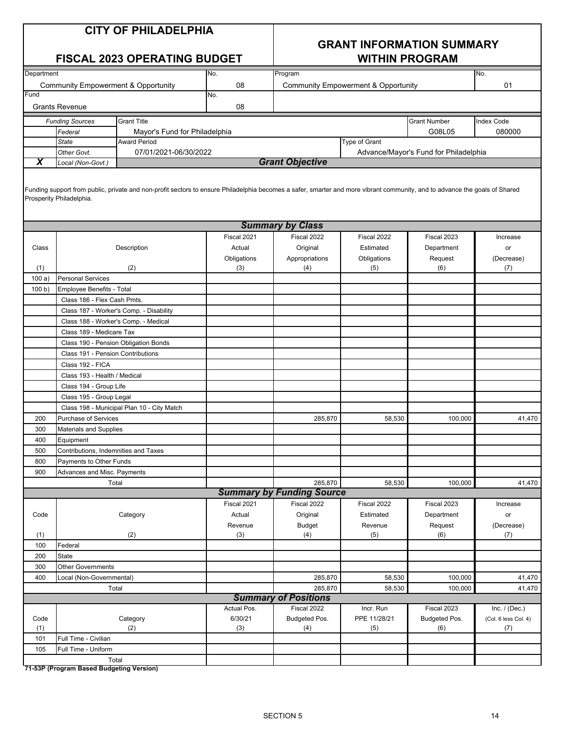# CITY OF PHILADELPHIA

## FISCAL 2023 OPERATING BUDGET

## GRANT INFORMATION SUMMARY WITHIN PROGRAM

| Department | No. | Program | No. |
|---|---|---|---|
| Community Empowerment & Opportunity | 08 | Community Empowerment & Opportunity | 01 |
| **Fund** | **No.** | | |
| Grants Revenue | 08 | | |

| | Funding Sources | Grant Title | Grant Number | Index Code |
|---|---|---|---|---|
| | Federal | Mayor's Fund for Philadelphia | G08L05 | 080000 |
| | State | **Award Period** | **Type of Grant** | |
| | Other Govt. | 07/01/2021-06/30/2022 | Advance/Mayor's Fund for Philadelphia | |
| **X** | Local (Non-Govt.) | | | |

### *Grant Objective*

Funding support from public, private and non-profit sectors to ensure Philadelphia becomes a safer, smarter and more vibrant community, and to advance the goals of Shared Prosperity Philadelphia.

### *Summary by Class*

| Class (1) | Description (2) | Fiscal 2021 Actual Obligations (3) | Fiscal 2022 Original Appropriations (4) | Fiscal 2022 Estimated Obligations (5) | Fiscal 2023 Department Request (6) | Increase or (Decrease) (7) |
|---|---|---|---|---|---|---|
| 100 a) | Personal Services | | | | | |
| 100 b) | Employee Benefits - Total | | | | | |
| | Class 186 - Flex Cash Pmts. | | | | | |
| | Class 187 - Worker's Comp. - Disability | | | | | |
| | Class 188 - Worker's Comp. - Medical | | | | | |
| | Class 189 - Medicare Tax | | | | | |
| | Class 190 - Pension Obligation Bonds | | | | | |
| | Class 191 - Pension Contributions | | | | | |
| | Class 192 - FICA | | | | | |
| | Class 193 - Health / Medical | | | | | |
| | Class 194 - Group Life | | | | | |
| | Class 195 - Group Legal | | | | | |
| | Class 198 - Municipal Plan 10 - City Match | | | | | |
| 200 | Purchase of Services | | 285,870 | 58,530 | 100,000 | 41,470 |
| 300 | Materials and Supplies | | | | | |
| 400 | Equipment | | | | | |
| 500 | Contributions, Indemnities and Taxes | | | | | |
| 800 | Payments to Other Funds | | | | | |
| 900 | Advances and Misc. Payments | | | | | |
| | Total | | 285,870 | 58,530 | 100,000 | 41,470 |

### *Summary by Funding Source*

| Code (1) | Category (2) | Fiscal 2021 Actual Revenue (3) | Fiscal 2022 Original Budget (4) | Fiscal 2022 Estimated Revenue (5) | Fiscal 2023 Department Request (6) | Increase or (Decrease) (7) |
|---|---|---|---|---|---|---|
| 100 | Federal | | | | | |
| 200 | State | | | | | |
| 300 | Other Governments | | | | | |
| 400 | Local (Non-Governmental) | | 285,870 | 58,530 | 100,000 | 41,470 |
| | Total | | 285,870 | 58,530 | 100,000 | 41,470 |

### *Summary of Positions*

| Code (1) | Category (2) | Actual Pos. 6/30/21 (3) | Fiscal 2022 Budgeted Pos. (4) | Incr. Run PPE 11/28/21 (5) | Fiscal 2023 Budgeted Pos. (6) | Inc. / (Dec.) (Col. 6 less Col. 4) (7) |
|---|---|---|---|---|---|---|
| 101 | Full Time - Civilian | | | | | |
| 105 | Full Time - Uniform | | | | | |
| | Total | | | | | |

**71-53P (Program Based Budgeting Version)**

SECTION 5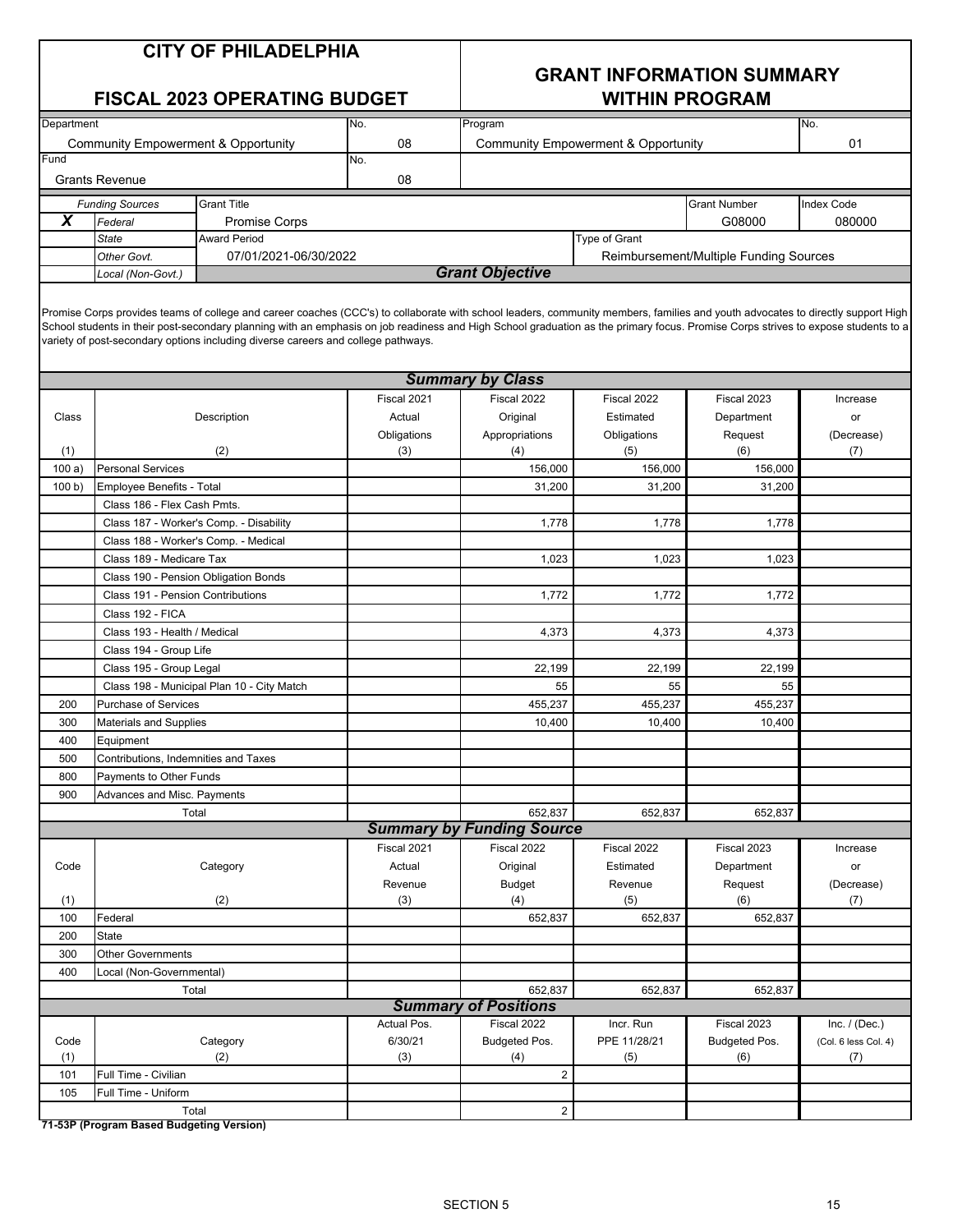# CITY OF PHILADELPHIA

## FISCAL 2023 OPERATING BUDGET

## GRANT INFORMATION SUMMARY WITHIN PROGRAM

| Department | No. | Program | No. |
|---|---|---|---|
| Community Empowerment & Opportunity | 08 | Community Empowerment & Opportunity | 01 |
| Fund | No. | | |
| Grants Revenue | 08 | | |

| | Funding Sources | Grant Title | | Grant Number | Index Code |
|---|---|---|---|---|---|
| X | Federal | Promise Corps | | G08000 | 080000 |
| | State | Award Period | Type of Grant | | |
| | Other Govt. | 07/01/2021-06/30/2022 | Reimbursement/Multiple Funding Sources | | |
| | Local (Non-Govt.) | | | | |

### *Grant Objective*

Promise Corps provides teams of college and career coaches (CCC's) to collaborate with school leaders, community members, families and youth advocates to directly support High School students in their post-secondary planning with an emphasis on job readiness and High School graduation as the primary focus. Promise Corps strives to expose students to a variety of post-secondary options including diverse careers and college pathways.

### *Summary by Class*

| Class (1) | Description (2) | Fiscal 2021 Actual Obligations (3) | Fiscal 2022 Original Appropriations (4) | Fiscal 2022 Estimated Obligations (5) | Fiscal 2023 Department Request (6) | Increase or (Decrease) (7) |
|---|---|---|---|---|---|---|
| 100 a) | Personal Services | | 156,000 | 156,000 | 156,000 | |
| 100 b) | Employee Benefits - Total | | 31,200 | 31,200 | 31,200 | |
| | Class 186 - Flex Cash Pmts. | | | | | |
| | Class 187 - Worker's Comp. - Disability | | 1,778 | 1,778 | 1,778 | |
| | Class 188 - Worker's Comp. - Medical | | | | | |
| | Class 189 - Medicare Tax | | 1,023 | 1,023 | 1,023 | |
| | Class 190 - Pension Obligation Bonds | | | | | |
| | Class 191 - Pension Contributions | | 1,772 | 1,772 | 1,772 | |
| | Class 192 - FICA | | | | | |
| | Class 193 - Health / Medical | | 4,373 | 4,373 | 4,373 | |
| | Class 194 - Group Life | | | | | |
| | Class 195 - Group Legal | | 22,199 | 22,199 | 22,199 | |
| | Class 198 - Municipal Plan 10 - City Match | | 55 | 55 | 55 | |
| 200 | Purchase of Services | | 455,237 | 455,237 | 455,237 | |
| 300 | Materials and Supplies | | 10,400 | 10,400 | 10,400 | |
| 400 | Equipment | | | | | |
| 500 | Contributions, Indemnities and Taxes | | | | | |
| 800 | Payments to Other Funds | | | | | |
| 900 | Advances and Misc. Payments | | | | | |
| | Total | | 652,837 | 652,837 | 652,837 | |

### *Summary by Funding Source*

| Code (1) | Category (2) | Fiscal 2021 Actual Revenue (3) | Fiscal 2022 Original Budget (4) | Fiscal 2022 Estimated Revenue (5) | Fiscal 2023 Department Request (6) | Increase or (Decrease) (7) |
|---|---|---|---|---|---|---|
| 100 | Federal | | 652,837 | 652,837 | 652,837 | |
| 200 | State | | | | | |
| 300 | Other Governments | | | | | |
| 400 | Local (Non-Governmental) | | | | | |
| | Total | | 652,837 | 652,837 | 652,837 | |

### *Summary of Positions*

| Code (1) | Category (2) | Actual Pos. 6/30/21 (3) | Fiscal 2022 Budgeted Pos. (4) | Incr. Run PPE 11/28/21 (5) | Fiscal 2023 Budgeted Pos. (6) | Inc. / (Dec.) (Col. 6 less Col. 4) (7) |
|---|---|---|---|---|---|---|
| 101 | Full Time - Civilian | | 2 | | | |
| 105 | Full Time - Uniform | | | | | |
| | Total | | 2 | | | |

**71-53P (Program Based Budgeting Version)**

SECTION 5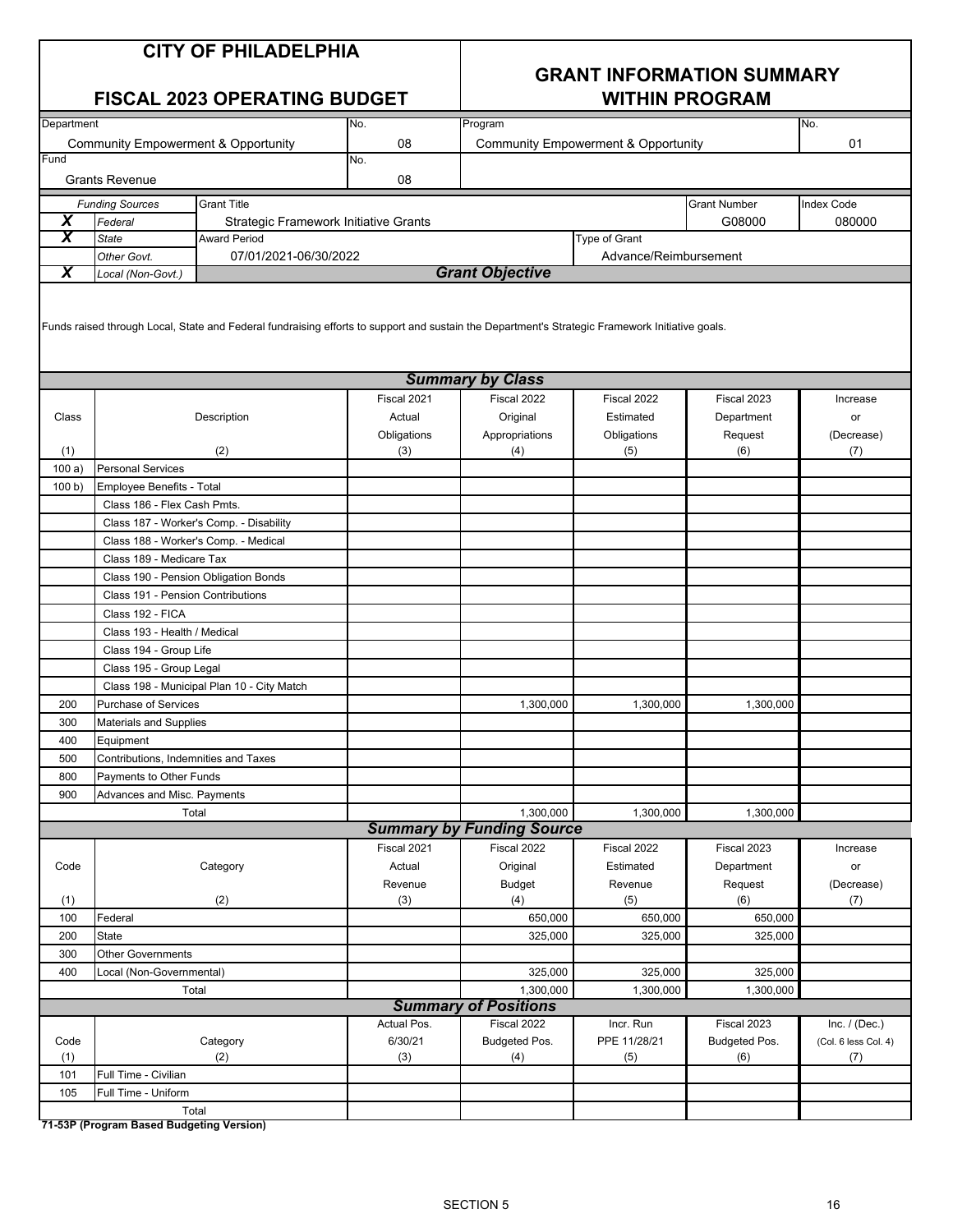# CITY OF PHILADELPHIA

## FISCAL 2023 OPERATING BUDGET

## GRANT INFORMATION SUMMARY WITHIN PROGRAM

| Department | No. | Program | No. |
|---|---|---|---|
| Community Empowerment & Opportunity | 08 | Community Empowerment & Opportunity | 01 |
| **Fund** | **No.** | | |
| Grants Revenue | 08 | | |

| | Funding Sources | Grant Title | | Grant Number | Index Code |
|---|---|---|---|---|---|
| X | Federal | Strategic Framework Initiative Grants | | G08000 | 080000 |
| X | State | Award Period | Type of Grant | | |
| | Other Govt. | 07/01/2021-06/30/2022 | Advance/Reimbursement | | |
| X | Local (Non-Govt.) | | | | |

### *Grant Objective*

Funds raised through Local, State and Federal fundraising efforts to support and sustain the Department's Strategic Framework Initiative goals.

### *Summary by Class*

| Class (1) | Description (2) | Fiscal 2021 Actual Obligations (3) | Fiscal 2022 Original Appropriations (4) | Fiscal 2022 Estimated Obligations (5) | Fiscal 2023 Department Request (6) | Increase or (Decrease) (7) |
|---|---|---|---|---|---|---|
| 100 a) | Personal Services | | | | | |
| 100 b) | Employee Benefits - Total | | | | | |
| | Class 186 - Flex Cash Pmts. | | | | | |
| | Class 187 - Worker's Comp. - Disability | | | | | |
| | Class 188 - Worker's Comp. - Medical | | | | | |
| | Class 189 - Medicare Tax | | | | | |
| | Class 190 - Pension Obligation Bonds | | | | | |
| | Class 191 - Pension Contributions | | | | | |
| | Class 192 - FICA | | | | | |
| | Class 193 - Health / Medical | | | | | |
| | Class 194 - Group Life | | | | | |
| | Class 195 - Group Legal | | | | | |
| | Class 198 - Municipal Plan 10 - City Match | | | | | |
| 200 | Purchase of Services | | 1,300,000 | 1,300,000 | 1,300,000 | |
| 300 | Materials and Supplies | | | | | |
| 400 | Equipment | | | | | |
| 500 | Contributions, Indemnities and Taxes | | | | | |
| 800 | Payments to Other Funds | | | | | |
| 900 | Advances and Misc. Payments | | | | | |
| | Total | | 1,300,000 | 1,300,000 | 1,300,000 | |

### *Summary by Funding Source*

| Code (1) | Category (2) | Fiscal 2021 Actual Revenue (3) | Fiscal 2022 Original Budget (4) | Fiscal 2022 Estimated Revenue (5) | Fiscal 2023 Department Request (6) | Increase or (Decrease) (7) |
|---|---|---|---|---|---|---|
| 100 | Federal | | 650,000 | 650,000 | 650,000 | |
| 200 | State | | 325,000 | 325,000 | 325,000 | |
| 300 | Other Governments | | | | | |
| 400 | Local (Non-Governmental) | | 325,000 | 325,000 | 325,000 | |
| | Total | | 1,300,000 | 1,300,000 | 1,300,000 | |

### *Summary of Positions*

| Code (1) | Category (2) | Actual Pos. 6/30/21 (3) | Fiscal 2022 Budgeted Pos. (4) | Incr. Run PPE 11/28/21 (5) | Fiscal 2023 Budgeted Pos. (6) | Inc. / (Dec.) (Col. 6 less Col. 4) (7) |
|---|---|---|---|---|---|---|
| 101 | Full Time - Civilian | | | | | |
| 105 | Full Time - Uniform | | | | | |
| | Total | | | | | |

**71-53P (Program Based Budgeting Version)**

SECTION 5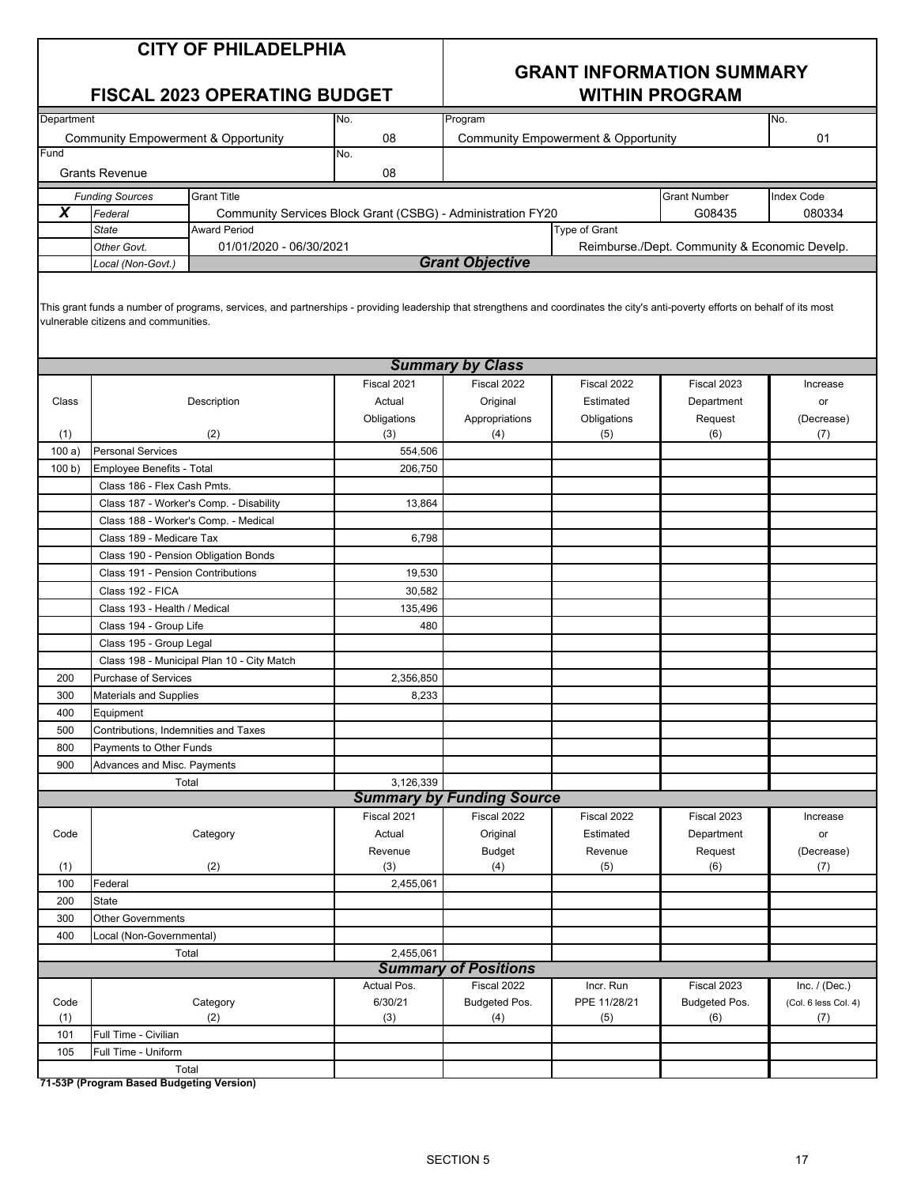# CITY OF PHILADELPHIA

## FISCAL 2023 OPERATING BUDGET

## GRANT INFORMATION SUMMARY WITHIN PROGRAM

| Department | No. | Program | No. |
|---|---|---|---|
| Community Empowerment & Opportunity | 08 | Community Empowerment & Opportunity | 01 |
| **Fund** | **No.** | | |
| Grants Revenue | 08 | | |

| | Funding Sources | Grant Title | | Grant Number | Index Code |
|---|---|---|---|---|---|
| **X** | *Federal* | Community Services Block Grant (CSBG) - Administration FY20 | | G08435 | 080334 |
| | *State* | Award Period | Type of Grant | | |
| | *Other Govt.* | 01/01/2020 - 06/30/2021 | Reimburse./Dept. Community & Economic Develp. | | |
| | *Local (Non-Govt.)* | | | | |

### *Grant Objective*

This grant funds a number of programs, services, and partnerships - providing leadership that strengthens and coordinates the city's anti-poverty efforts on behalf of its most vulnerable citizens and communities.

### *Summary by Class*

| Class (1) | Description (2) | Fiscal 2021 Actual Obligations (3) | Fiscal 2022 Original Appropriations (4) | Fiscal 2022 Estimated Obligations (5) | Fiscal 2023 Department Request (6) | Increase or (Decrease) (7) |
|---|---|---|---|---|---|---|
| 100 a) | Personal Services | 554,506 | | | | |
| 100 b) | Employee Benefits - Total | 206,750 | | | | |
| | Class 186 - Flex Cash Pmts. | | | | | |
| | Class 187 - Worker's Comp. - Disability | 13,864 | | | | |
| | Class 188 - Worker's Comp. - Medical | | | | | |
| | Class 189 - Medicare Tax | 6,798 | | | | |
| | Class 190 - Pension Obligation Bonds | | | | | |
| | Class 191 - Pension Contributions | 19,530 | | | | |
| | Class 192 - FICA | 30,582 | | | | |
| | Class 193 - Health / Medical | 135,496 | | | | |
| | Class 194 - Group Life | 480 | | | | |
| | Class 195 - Group Legal | | | | | |
| | Class 198 - Municipal Plan 10 - City Match | | | | | |
| 200 | Purchase of Services | 2,356,850 | | | | |
| 300 | Materials and Supplies | 8,233 | | | | |
| 400 | Equipment | | | | | |
| 500 | Contributions, Indemnities and Taxes | | | | | |
| 800 | Payments to Other Funds | | | | | |
| 900 | Advances and Misc. Payments | | | | | |
| | Total | 3,126,339 | | | | |

### *Summary by Funding Source*

| Code (1) | Category (2) | Fiscal 2021 Actual Revenue (3) | Fiscal 2022 Original Budget (4) | Fiscal 2022 Estimated Revenue (5) | Fiscal 2023 Department Request (6) | Increase or (Decrease) (7) |
|---|---|---|---|---|---|---|
| 100 | Federal | 2,455,061 | | | | |
| 200 | State | | | | | |
| 300 | Other Governments | | | | | |
| 400 | Local (Non-Governmental) | | | | | |
| | Total | 2,455,061 | | | | |

### *Summary of Positions*

| Code (1) | Category (2) | Actual Pos. 6/30/21 (3) | Fiscal 2022 Budgeted Pos. (4) | Incr. Run PPE 11/28/21 (5) | Fiscal 2023 Budgeted Pos. (6) | Inc. / (Dec.) (Col. 6 less Col. 4) (7) |
|---|---|---|---|---|---|---|
| 101 | Full Time - Civilian | | | | | |
| 105 | Full Time - Uniform | | | | | |
| | Total | | | | | |

**71-53P (Program Based Budgeting Version)**

SECTION 5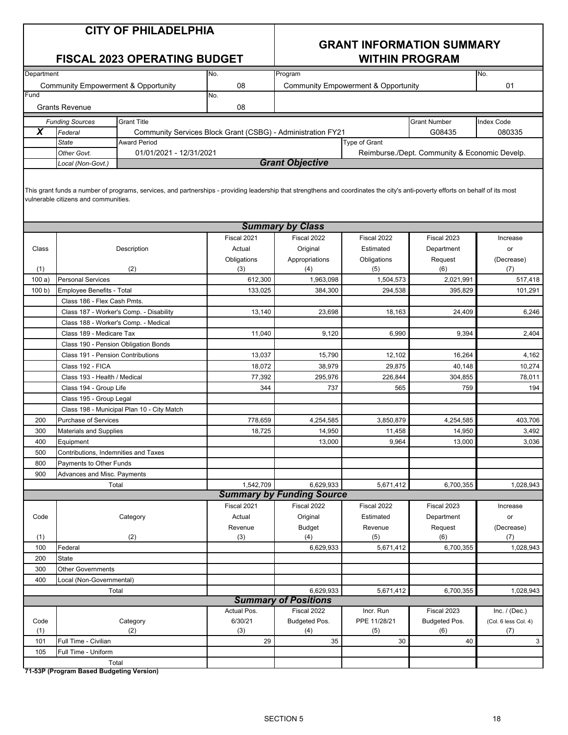# CITY OF PHILADELPHIA

## FISCAL 2023 OPERATING BUDGET

## GRANT INFORMATION SUMMARY WITHIN PROGRAM

| Department | No. | Program | No. |
|---|---|---|---|
| Community Empowerment & Opportunity | 08 | Community Empowerment & Opportunity | 01 |
| **Fund** | **No.** | | |
| Grants Revenue | 08 | | |

| | Funding Sources | Grant Title | Grant Number | Index Code |
|---|---|---|---|---|
| X | *Federal* | Community Services Block Grant (CSBG) - Administration FY21 | G08435 | 080335 |
| | *State* | Award Period | Type of Grant | |
| | *Other Govt.* | 01/01/2021 - 12/31/2021 | Reimburse./Dept. Community & Economic Develp. | |
| | *Local (Non-Govt.)* | ***Grant Objective*** | | |

This grant funds a number of programs, services, and partnerships - providing leadership that strengthens and coordinates the city's anti-poverty efforts on behalf of its most vulnerable citizens and communities.

### Summary by Class

| Class (1) | Description (2) | Fiscal 2021 Actual Obligations (3) | Fiscal 2022 Original Appropriations (4) | Fiscal 2022 Estimated Obligations (5) | Fiscal 2023 Department Request (6) | Increase or (Decrease) (7) |
|---|---|---|---|---|---|---|
| 100 a) | Personal Services | 612,300 | 1,963,098 | 1,504,573 | 2,021,991 | 517,418 |
| 100 b) | Employee Benefits - Total | 133,025 | 384,300 | 294,538 | 395,829 | 101,291 |
| | Class 186 - Flex Cash Pmts. | | | | | |
| | Class 187 - Worker's Comp. - Disability | 13,140 | 23,698 | 18,163 | 24,409 | 6,246 |
| | Class 188 - Worker's Comp. - Medical | | | | | |
| | Class 189 - Medicare Tax | 11,040 | 9,120 | 6,990 | 9,394 | 2,404 |
| | Class 190 - Pension Obligation Bonds | | | | | |
| | Class 191 - Pension Contributions | 13,037 | 15,790 | 12,102 | 16,264 | 4,162 |
| | Class 192 - FICA | 18,072 | 38,979 | 29,875 | 40,148 | 10,274 |
| | Class 193 - Health / Medical | 77,392 | 295,976 | 226,844 | 304,855 | 78,011 |
| | Class 194 - Group Life | 344 | 737 | 565 | 759 | 194 |
| | Class 195 - Group Legal | | | | | |
| | Class 198 - Municipal Plan 10 - City Match | | | | | |
| 200 | Purchase of Services | 778,659 | 4,254,585 | 3,850,879 | 4,254,585 | 403,706 |
| 300 | Materials and Supplies | 18,725 | 14,950 | 11,458 | 14,950 | 3,492 |
| 400 | Equipment | | 13,000 | 9,964 | 13,000 | 3,036 |
| 500 | Contributions, Indemnities and Taxes | | | | | |
| 800 | Payments to Other Funds | | | | | |
| 900 | Advances and Misc. Payments | | | | | |
| | Total | 1,542,709 | 6,629,933 | 5,671,412 | 6,700,355 | 1,028,943 |

### Summary by Funding Source

| Code (1) | Category (2) | Fiscal 2021 Actual Revenue (3) | Fiscal 2022 Original Budget (4) | Fiscal 2022 Estimated Revenue (5) | Fiscal 2023 Department Request (6) | Increase or (Decrease) (7) |
|---|---|---|---|---|---|---|
| 100 | Federal | | 6,629,933 | 5,671,412 | 6,700,355 | 1,028,943 |
| 200 | State | | | | | |
| 300 | Other Governments | | | | | |
| 400 | Local (Non-Governmental) | | | | | |
| | Total | | 6,629,933 | 5,671,412 | 6,700,355 | 1,028,943 |

### Summary of Positions

| Code (1) | Category (2) | Actual Pos. 6/30/21 (3) | Fiscal 2022 Budgeted Pos. (4) | Incr. Run PPE 11/28/21 (5) | Fiscal 2023 Budgeted Pos. (6) | Inc. / (Dec.) (Col. 6 less Col. 4) (7) |
|---|---|---|---|---|---|---|
| 101 | Full Time - Civilian | 29 | 35 | 30 | 40 | 3 |
| 105 | Full Time - Uniform | | | | | |
| | Total | | | | | |

**71-53P (Program Based Budgeting Version)**

SECTION 5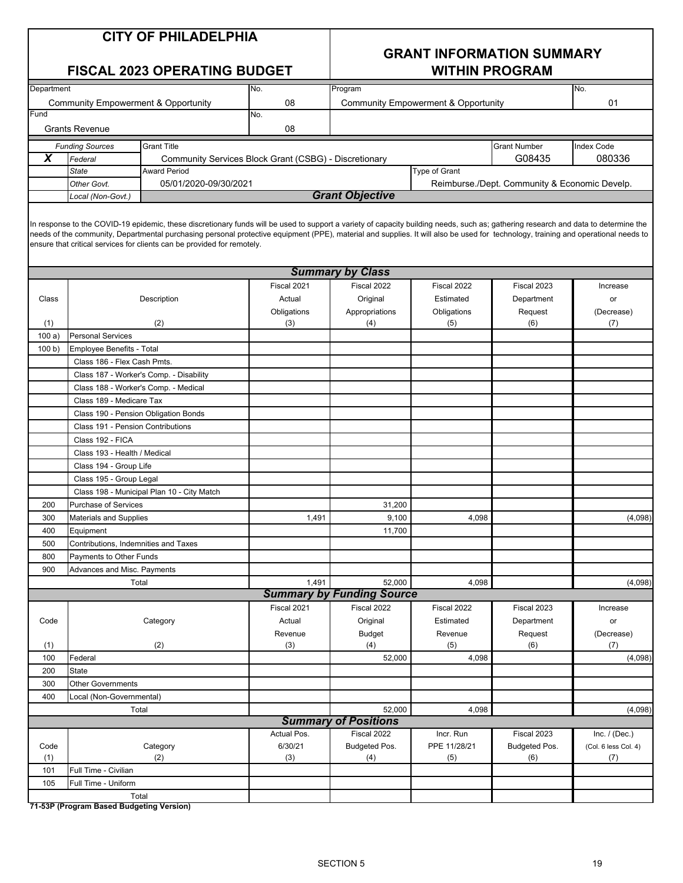# CITY OF PHILADELPHIA

## FISCAL 2023 OPERATING BUDGET

## GRANT INFORMATION SUMMARY WITHIN PROGRAM

| Department | No. | Program | No. |
|---|---|---|---|
| Community Empowerment & Opportunity | 08 | Community Empowerment & Opportunity | 01 |
| **Fund** | **No.** | | |
| Grants Revenue | 08 | | |

| | Funding Sources | Grant Title | | Grant Number | Index Code |
|---|---|---|---|---|---|
| **X** | *Federal* | Community Services Block Grant (CSBG) - Discretionary | | G08435 | 080336 |
| | *State* | Award Period | Type of Grant | | |
| | *Other Govt.* | 05/01/2020-09/30/2021 | Reimburse./Dept. Community & Economic Develp. | | |
| | *Local (Non-Govt.)* | ***Grant Objective*** | | | |

In response to the COVID-19 epidemic, these discretionary funds will be used to support a variety of capacity building needs, such as; gathering research and data to determine the needs of the community, Departmental purchasing personal protective equipment (PPE), material and supplies. It will also be used for technology, training and operational needs to ensure that critical services for clients can be provided for remotely.

### *Summary by Class*

| Class (1) | Description (2) | Fiscal 2021 Actual Obligations (3) | Fiscal 2022 Original Appropriations (4) | Fiscal 2022 Estimated Obligations (5) | Fiscal 2023 Department Request (6) | Increase or (Decrease) (7) |
|---|---|---|---|---|---|---|
| 100 a) | Personal Services | | | | | |
| 100 b) | Employee Benefits - Total | | | | | |
| | Class 186 - Flex Cash Pmts. | | | | | |
| | Class 187 - Worker's Comp. - Disability | | | | | |
| | Class 188 - Worker's Comp. - Medical | | | | | |
| | Class 189 - Medicare Tax | | | | | |
| | Class 190 - Pension Obligation Bonds | | | | | |
| | Class 191 - Pension Contributions | | | | | |
| | Class 192 - FICA | | | | | |
| | Class 193 - Health / Medical | | | | | |
| | Class 194 - Group Life | | | | | |
| | Class 195 - Group Legal | | | | | |
| | Class 198 - Municipal Plan 10 - City Match | | | | | |
| 200 | Purchase of Services | | 31,200 | | | |
| 300 | Materials and Supplies | 1,491 | 9,100 | 4,098 | | (4,098) |
| 400 | Equipment | | 11,700 | | | |
| 500 | Contributions, Indemnities and Taxes | | | | | |
| 800 | Payments to Other Funds | | | | | |
| 900 | Advances and Misc. Payments | | | | | |
| | Total | 1,491 | 52,000 | 4,098 | | (4,098) |

### *Summary by Funding Source*

| Code (1) | Category (2) | Fiscal 2021 Actual Revenue (3) | Fiscal 2022 Original Budget (4) | Fiscal 2022 Estimated Revenue (5) | Fiscal 2023 Department Request (6) | Increase or (Decrease) (7) |
|---|---|---|---|---|---|---|
| 100 | Federal | | 52,000 | 4,098 | | (4,098) |
| 200 | State | | | | | |
| 300 | Other Governments | | | | | |
| 400 | Local (Non-Governmental) | | | | | |
| | Total | | 52,000 | 4,098 | | (4,098) |

### *Summary of Positions*

| Code (1) | Category (2) | Actual Pos. 6/30/21 (3) | Fiscal 2022 Budgeted Pos. (4) | Incr. Run PPE 11/28/21 (5) | Fiscal 2023 Budgeted Pos. (6) | Inc. / (Dec.) (Col. 6 less Col. 4) (7) |
|---|---|---|---|---|---|---|
| 101 | Full Time - Civilian | | | | | |
| 105 | Full Time - Uniform | | | | | |
| | Total | | | | | |

**71-53P (Program Based Budgeting Version)**

SECTION 5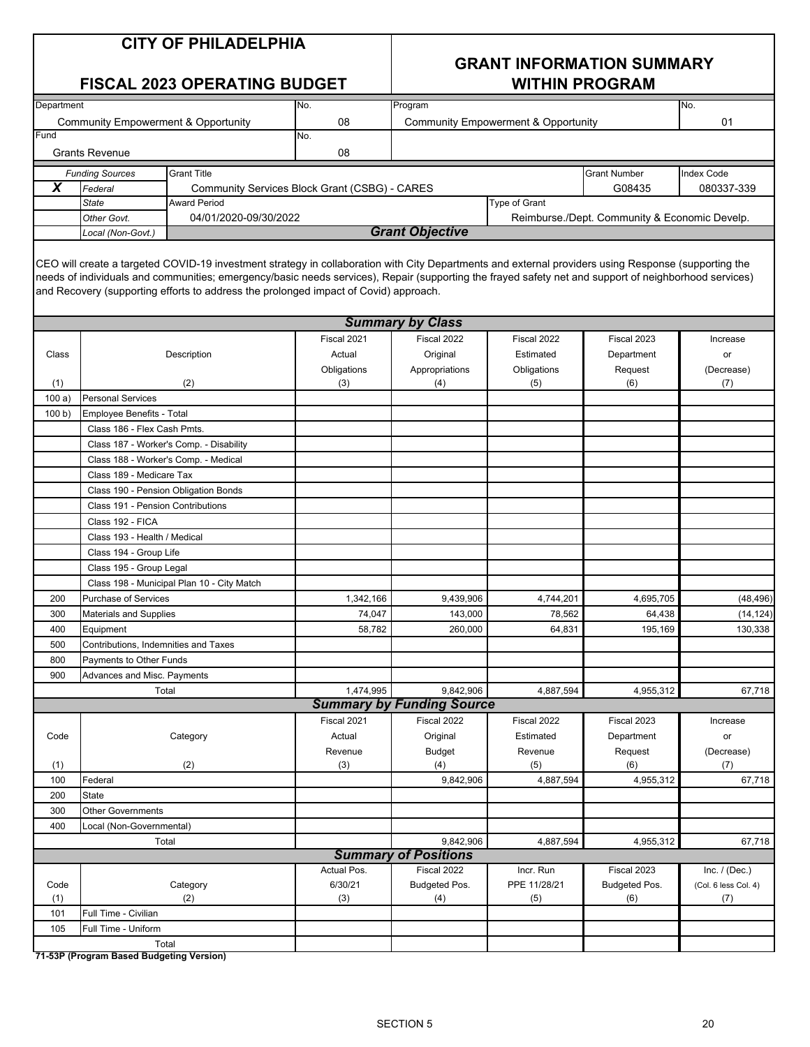# CITY OF PHILADELPHIA

## FISCAL 2023 OPERATING BUDGET

## GRANT INFORMATION SUMMARY WITHIN PROGRAM

| Department | No. | Program | No. |
|---|---|---|---|
| Community Empowerment & Opportunity | 08 | Community Empowerment & Opportunity | 01 |
| **Fund** | **No.** | | |
| Grants Revenue | 08 | | |

| | Funding Sources | Grant Title | | Grant Number | Index Code |
|---|---|---|---|---|---|
| **X** | *Federal* | Community Services Block Grant (CSBG) - CARES | | G08435 | 080337-339 |
| | *State* | Award Period | Type of Grant | | |
| | *Other Govt.* | 04/01/2020-09/30/2022 | Reimburse./Dept. Community & Economic Develp. | | |
| | *Local (Non-Govt.)* | | | | |

### *Grant Objective*

CEO will create a targeted COVID-19 investment strategy in collaboration with City Departments and external providers using Response (supporting the needs of individuals and communities; emergency/basic needs services), Repair (supporting the frayed safety net and support of neighborhood services) and Recovery (supporting efforts to address the prolonged impact of Covid) approach.

### *Summary by Class*

| Class (1) | Description (2) | Fiscal 2021 Actual Obligations (3) | Fiscal 2022 Original Appropriations (4) | Fiscal 2022 Estimated Obligations (5) | Fiscal 2023 Department Request (6) | Increase or (Decrease) (7) |
|---|---|---|---|---|---|---|
| 100 a) | Personal Services | | | | | |
| 100 b) | Employee Benefits - Total | | | | | |
| | Class 186 - Flex Cash Pmts. | | | | | |
| | Class 187 - Worker's Comp. - Disability | | | | | |
| | Class 188 - Worker's Comp. - Medical | | | | | |
| | Class 189 - Medicare Tax | | | | | |
| | Class 190 - Pension Obligation Bonds | | | | | |
| | Class 191 - Pension Contributions | | | | | |
| | Class 192 - FICA | | | | | |
| | Class 193 - Health / Medical | | | | | |
| | Class 194 - Group Life | | | | | |
| | Class 195 - Group Legal | | | | | |
| | Class 198 - Municipal Plan 10 - City Match | | | | | |
| 200 | Purchase of Services | 1,342,166 | 9,439,906 | 4,744,201 | 4,695,705 | (48,496) |
| 300 | Materials and Supplies | 74,047 | 143,000 | 78,562 | 64,438 | (14,124) |
| 400 | Equipment | 58,782 | 260,000 | 64,831 | 195,169 | 130,338 |
| 500 | Contributions, Indemnities and Taxes | | | | | |
| 800 | Payments to Other Funds | | | | | |
| 900 | Advances and Misc. Payments | | | | | |
| | Total | 1,474,995 | 9,842,906 | 4,887,594 | 4,955,312 | 67,718 |

### *Summary by Funding Source*

| Code (1) | Category (2) | Fiscal 2021 Actual Revenue (3) | Fiscal 2022 Original Budget (4) | Fiscal 2022 Estimated Revenue (5) | Fiscal 2023 Department Request (6) | Increase or (Decrease) (7) |
|---|---|---|---|---|---|---|
| 100 | Federal | | 9,842,906 | 4,887,594 | 4,955,312 | 67,718 |
| 200 | State | | | | | |
| 300 | Other Governments | | | | | |
| 400 | Local (Non-Governmental) | | | | | |
| | Total | | 9,842,906 | 4,887,594 | 4,955,312 | 67,718 |

### *Summary of Positions*

| Code (1) | Category (2) | Actual Pos. 6/30/21 (3) | Fiscal 2022 Budgeted Pos. (4) | Incr. Run PPE 11/28/21 (5) | Fiscal 2023 Budgeted Pos. (6) | Inc. / (Dec.) (Col. 6 less Col. 4) (7) |
|---|---|---|---|---|---|---|
| 101 | Full Time - Civilian | | | | | |
| 105 | Full Time - Uniform | | | | | |
| | Total | | | | | |

**71-53P (Program Based Budgeting Version)**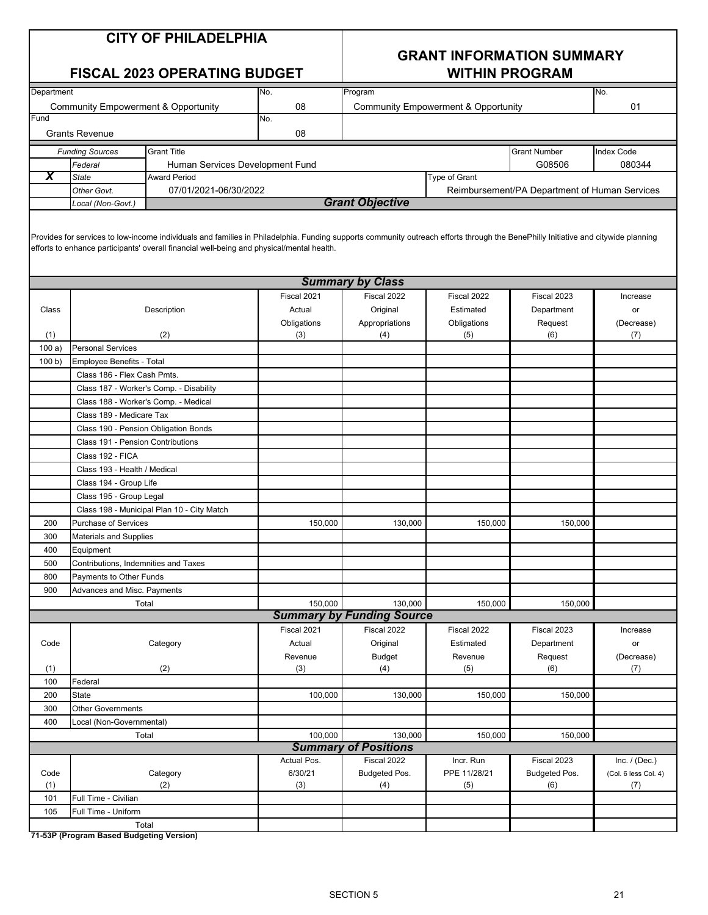# CITY OF PHILADELPHIA

## FISCAL 2023 OPERATING BUDGET

## GRANT INFORMATION SUMMARY WITHIN PROGRAM

| Department | No. | Program | No. |
|---|---|---|---|
| Community Empowerment & Opportunity | 08 | Community Empowerment & Opportunity | 01 |
| **Fund** | **No.** | | |
| Grants Revenue | 08 | | |

| | Funding Sources | Grant Title | | Grant Number | Index Code |
|---|---|---|---|---|---|
| | *Federal* | Human Services Development Fund | | G08506 | 080344 |
| **X** | *State* | Award Period | Type of Grant | | |
| | *Other Govt.* | 07/01/2021-06/30/2022 | Reimbursement/PA Department of Human Services | | |
| | *Local (Non-Govt.)* | | | | |

### *Grant Objective*

Provides for services to low-income individuals and families in Philadelphia. Funding supports community outreach efforts through the BenePhilly Initiative and citywide planning efforts to enhance participants' overall financial well-being and physical/mental health.

### *Summary by Class*

| Class (1) | Description (2) | Fiscal 2021 Actual Obligations (3) | Fiscal 2022 Original Appropriations (4) | Fiscal 2022 Estimated Obligations (5) | Fiscal 2023 Department Request (6) | Increase or (Decrease) (7) |
|---|---|---|---|---|---|---|
| 100 a) | Personal Services | | | | | |
| 100 b) | Employee Benefits - Total | | | | | |
| | Class 186 - Flex Cash Pmts. | | | | | |
| | Class 187 - Worker's Comp. - Disability | | | | | |
| | Class 188 - Worker's Comp. - Medical | | | | | |
| | Class 189 - Medicare Tax | | | | | |
| | Class 190 - Pension Obligation Bonds | | | | | |
| | Class 191 - Pension Contributions | | | | | |
| | Class 192 - FICA | | | | | |
| | Class 193 - Health / Medical | | | | | |
| | Class 194 - Group Life | | | | | |
| | Class 195 - Group Legal | | | | | |
| | Class 198 - Municipal Plan 10 - City Match | | | | | |
| 200 | Purchase of Services | 150,000 | 130,000 | 150,000 | 150,000 | |
| 300 | Materials and Supplies | | | | | |
| 400 | Equipment | | | | | |
| 500 | Contributions, Indemnities and Taxes | | | | | |
| 800 | Payments to Other Funds | | | | | |
| 900 | Advances and Misc. Payments | | | | | |
| | Total | 150,000 | 130,000 | 150,000 | 150,000 | |

### *Summary by Funding Source*

| Code (1) | Category (2) | Fiscal 2021 Actual Revenue (3) | Fiscal 2022 Original Budget (4) | Fiscal 2022 Estimated Revenue (5) | Fiscal 2023 Department Request (6) | Increase or (Decrease) (7) |
|---|---|---|---|---|---|---|
| 100 | Federal | | | | | |
| 200 | State | 100,000 | 130,000 | 150,000 | 150,000 | |
| 300 | Other Governments | | | | | |
| 400 | Local (Non-Governmental) | | | | | |
| | Total | 100,000 | 130,000 | 150,000 | 150,000 | |

### *Summary of Positions*

| Code (1) | Category (2) | Actual Pos. 6/30/21 (3) | Fiscal 2022 Budgeted Pos. (4) | Incr. Run PPE 11/28/21 (5) | Fiscal 2023 Budgeted Pos. (6) | Inc. / (Dec.) (Col. 6 less Col. 4) (7) |
|---|---|---|---|---|---|---|
| 101 | Full Time - Civilian | | | | | |
| 105 | Full Time - Uniform | | | | | |
| | Total | | | | | |

**71-53P (Program Based Budgeting Version)**

SECTION 5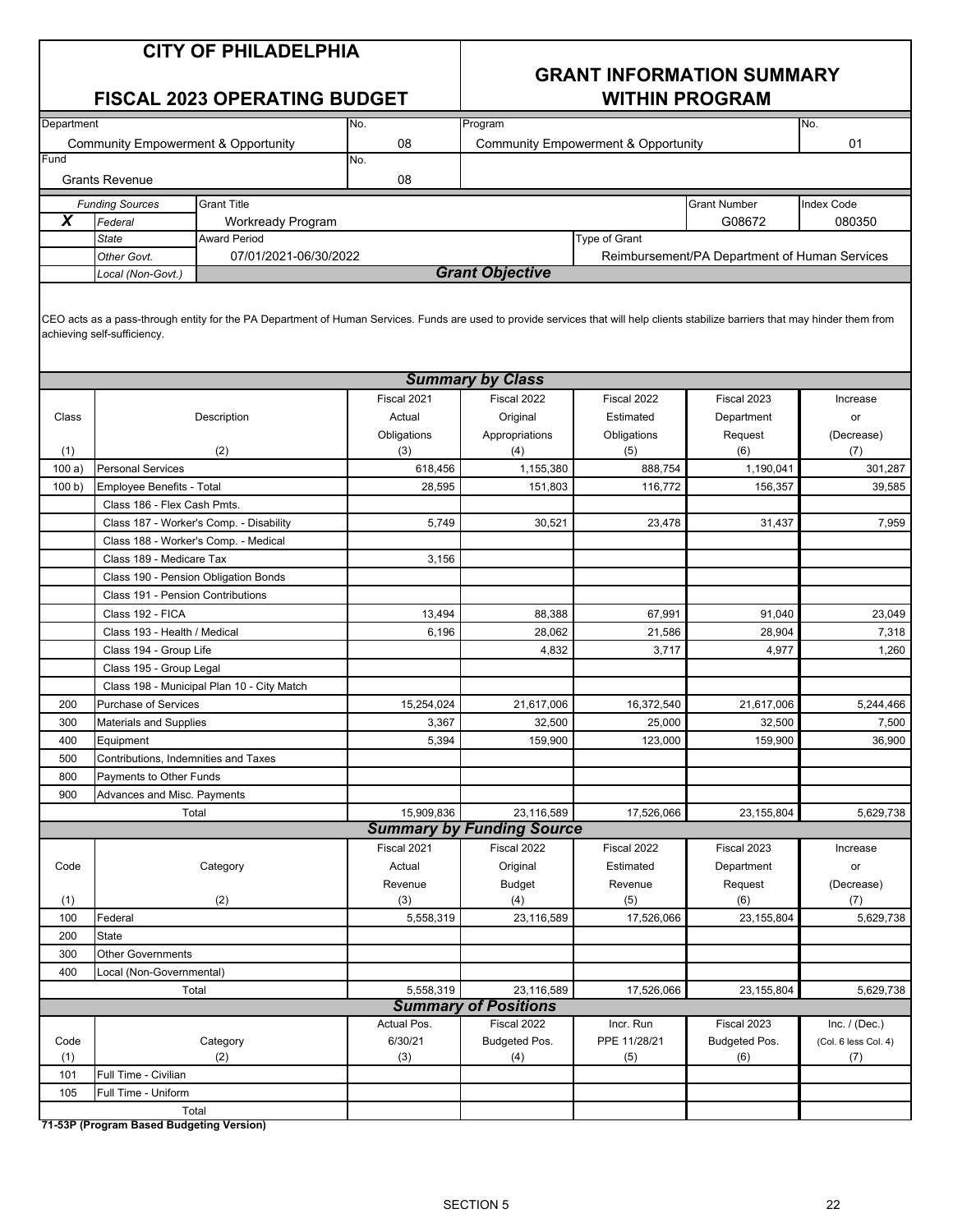# CITY OF PHILADELPHIA

## FISCAL 2023 OPERATING BUDGET

## GRANT INFORMATION SUMMARY WITHIN PROGRAM

| Department | No. | Program | No. |
|---|---|---|---|
| Community Empowerment & Opportunity | 08 | Community Empowerment & Opportunity | 01 |
| **Fund** | **No.** | | |
| Grants Revenue | 08 | | |

| | Funding Sources | Grant Title | | Grant Number | Index Code |
|---|---|---|---|---|---|
| X | Federal | Workready Program | | G08672 | 080350 |
| | State | Award Period | Type of Grant | | |
| | Other Govt. | 07/01/2021-06/30/2022 | Reimbursement/PA Department of Human Services | | |
| | Local (Non-Govt.) | | | | |

### *Grant Objective*

CEO acts as a pass-through entity for the PA Department of Human Services. Funds are used to provide services that will help clients stabilize barriers that may hinder them from achieving self-sufficiency.

### *Summary by Class*

| Class (1) | Description (2) | Fiscal 2021 Actual Obligations (3) | Fiscal 2022 Original Appropriations (4) | Fiscal 2022 Estimated Obligations (5) | Fiscal 2023 Department Request (6) | Increase or (Decrease) (7) |
|---|---|---|---|---|---|---|
| 100 a) | Personal Services | 618,456 | 1,155,380 | 888,754 | 1,190,041 | 301,287 |
| 100 b) | Employee Benefits - Total | 28,595 | 151,803 | 116,772 | 156,357 | 39,585 |
| | Class 186 - Flex Cash Pmts. | | | | | |
| | Class 187 - Worker's Comp. - Disability | 5,749 | 30,521 | 23,478 | 31,437 | 7,959 |
| | Class 188 - Worker's Comp. - Medical | | | | | |
| | Class 189 - Medicare Tax | 3,156 | | | | |
| | Class 190 - Pension Obligation Bonds | | | | | |
| | Class 191 - Pension Contributions | | | | | |
| | Class 192 - FICA | 13,494 | 88,388 | 67,991 | 91,040 | 23,049 |
| | Class 193 - Health / Medical | 6,196 | 28,062 | 21,586 | 28,904 | 7,318 |
| | Class 194 - Group Life | | 4,832 | 3,717 | 4,977 | 1,260 |
| | Class 195 - Group Legal | | | | | |
| | Class 198 - Municipal Plan 10 - City Match | | | | | |
| 200 | Purchase of Services | 15,254,024 | 21,617,006 | 16,372,540 | 21,617,006 | 5,244,466 |
| 300 | Materials and Supplies | 3,367 | 32,500 | 25,000 | 32,500 | 7,500 |
| 400 | Equipment | 5,394 | 159,900 | 123,000 | 159,900 | 36,900 |
| 500 | Contributions, Indemnities and Taxes | | | | | |
| 800 | Payments to Other Funds | | | | | |
| 900 | Advances and Misc. Payments | | | | | |
| | Total | 15,909,836 | 23,116,589 | 17,526,066 | 23,155,804 | 5,629,738 |

### *Summary by Funding Source*

| Code (1) | Category (2) | Fiscal 2021 Actual Revenue (3) | Fiscal 2022 Original Budget (4) | Fiscal 2022 Estimated Revenue (5) | Fiscal 2023 Department Request (6) | Increase or (Decrease) (7) |
|---|---|---|---|---|---|---|
| 100 | Federal | 5,558,319 | 23,116,589 | 17,526,066 | 23,155,804 | 5,629,738 |
| 200 | State | | | | | |
| 300 | Other Governments | | | | | |
| 400 | Local (Non-Governmental) | | | | | |
| | Total | 5,558,319 | 23,116,589 | 17,526,066 | 23,155,804 | 5,629,738 |

### *Summary of Positions*

| Code (1) | Category (2) | Actual Pos. 6/30/21 (3) | Fiscal 2022 Budgeted Pos. (4) | Incr. Run PPE 11/28/21 (5) | Fiscal 2023 Budgeted Pos. (6) | Inc. / (Dec.) (Col. 6 less Col. 4) (7) |
|---|---|---|---|---|---|---|
| 101 | Full Time - Civilian | | | | | |
| 105 | Full Time - Uniform | | | | | |
| | Total | | | | | |

**71-53P (Program Based Budgeting Version)**

SECTION 5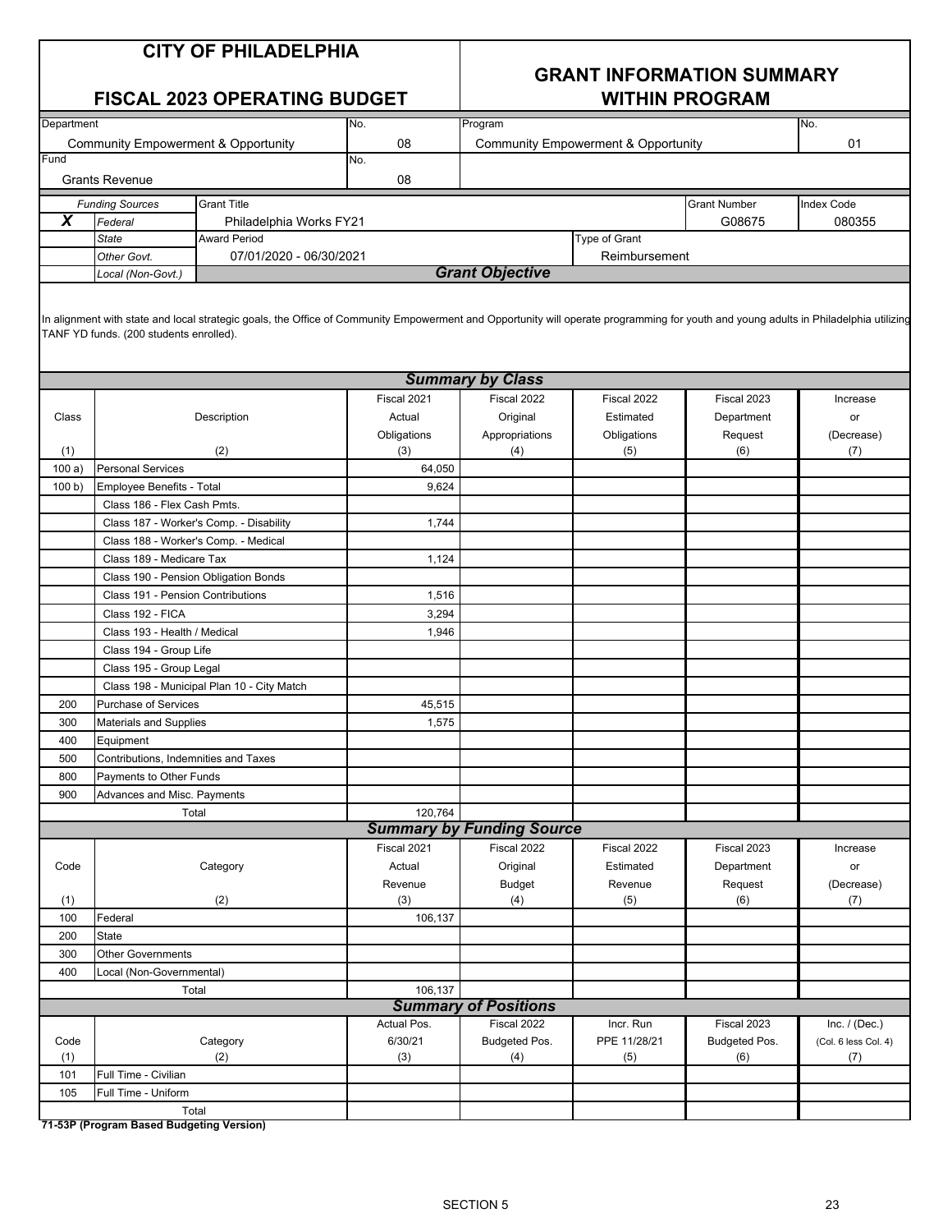# CITY OF PHILADELPHIA

## FISCAL 2023 OPERATING BUDGET

## GRANT INFORMATION SUMMARY WITHIN PROGRAM

| Department | No. | Program | No. |
|---|---|---|---|
| Community Empowerment & Opportunity | 08 | Community Empowerment & Opportunity | 01 |
| **Fund** | **No.** | | |
| Grants Revenue | 08 | | |

| | Funding Sources | Grant Title | Type of Grant | Grant Number | Index Code |
|---|---|---|---|---|---|
| X | Federal | Philadelphia Works FY21 | | G08675 | 080355 |
| | State | Award Period | Type of Grant | | |
| | Other Govt. | 07/01/2020 - 06/30/2021 | Reimbursement | | |
| | Local (Non-Govt.) | | | | |

### Grant Objective

In alignment with state and local strategic goals, the Office of Community Empowerment and Opportunity will operate programming for youth and young adults in Philadelphia utilizing TANF YD funds. (200 students enrolled).

### Summary by Class

| Class (1) | Description (2) | Fiscal 2021 Actual Obligations (3) | Fiscal 2022 Original Appropriations (4) | Fiscal 2022 Estimated Obligations (5) | Fiscal 2023 Department Request (6) | Increase or (Decrease) (7) |
|---|---|---|---|---|---|---|
| 100 a) | Personal Services | 64,050 | | | | |
| 100 b) | Employee Benefits - Total | 9,624 | | | | |
| | Class 186 - Flex Cash Pmts. | | | | | |
| | Class 187 - Worker's Comp. - Disability | 1,744 | | | | |
| | Class 188 - Worker's Comp. - Medical | | | | | |
| | Class 189 - Medicare Tax | 1,124 | | | | |
| | Class 190 - Pension Obligation Bonds | | | | | |
| | Class 191 - Pension Contributions | 1,516 | | | | |
| | Class 192 - FICA | 3,294 | | | | |
| | Class 193 - Health / Medical | 1,946 | | | | |
| | Class 194 - Group Life | | | | | |
| | Class 195 - Group Legal | | | | | |
| | Class 198 - Municipal Plan 10 - City Match | | | | | |
| 200 | Purchase of Services | 45,515 | | | | |
| 300 | Materials and Supplies | 1,575 | | | | |
| 400 | Equipment | | | | | |
| 500 | Contributions, Indemnities and Taxes | | | | | |
| 800 | Payments to Other Funds | | | | | |
| 900 | Advances and Misc. Payments | | | | | |
| | Total | 120,764 | | | | |

### Summary by Funding Source

| Code (1) | Category (2) | Fiscal 2021 Actual Revenue (3) | Fiscal 2022 Original Budget (4) | Fiscal 2022 Estimated Revenue (5) | Fiscal 2023 Department Request (6) | Increase or (Decrease) (7) |
|---|---|---|---|---|---|---|
| 100 | Federal | 106,137 | | | | |
| 200 | State | | | | | |
| 300 | Other Governments | | | | | |
| 400 | Local (Non-Governmental) | | | | | |
| | Total | 106,137 | | | | |

### Summary of Positions

| Code (1) | Category (2) | Actual Pos. 6/30/21 (3) | Fiscal 2022 Budgeted Pos. (4) | Incr. Run PPE 11/28/21 (5) | Fiscal 2023 Budgeted Pos. (6) | Inc. / (Dec.) (Col. 6 less Col. 4) (7) |
|---|---|---|---|---|---|---|
| 101 | Full Time - Civilian | | | | | |
| 105 | Full Time - Uniform | | | | | |
| | Total | | | | | |

**71-53P (Program Based Budgeting Version)**

SECTION 5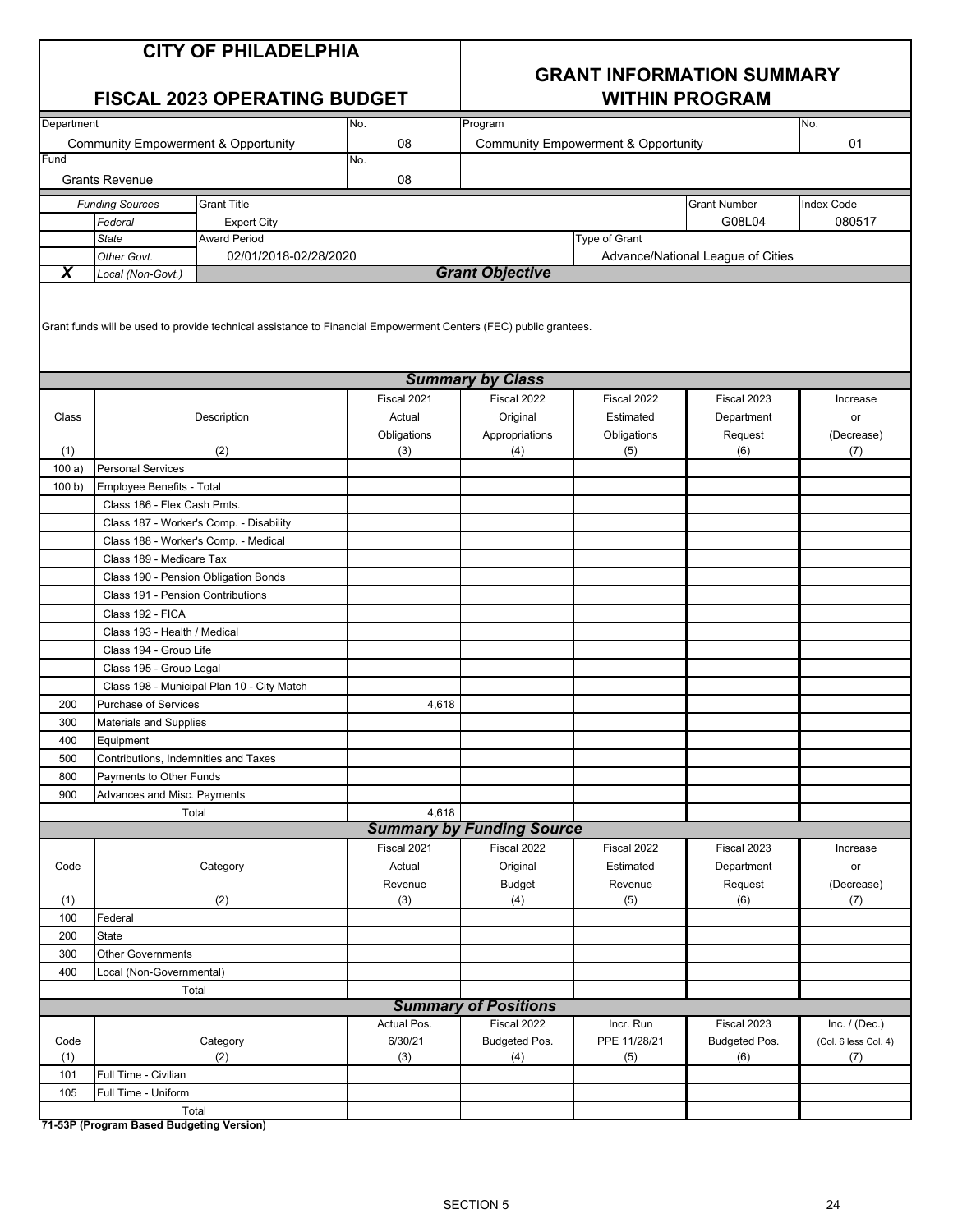# CITY OF PHILADELPHIA

## FISCAL 2023 OPERATING BUDGET

## GRANT INFORMATION SUMMARY WITHIN PROGRAM

| Department | | No. | Program | No. |
|---|---|---|---|---|
| Community Empowerment & Opportunity | | 08 | Community Empowerment & Opportunity | 01 |
| Fund | | No. | | |
| Grants Revenue | | 08 | | |

| | Funding Sources | Grant Title | Grant Number | Index Code |
|---|---|---|---|---|
| | *Federal* | Expert City | G08L04 | 080517 |
| | *State* | Award Period | Type of Grant | |
| | *Other Govt.* | 02/01/2018-02/28/2020 | Advance/National League of Cities | |
| **X** | *Local (Non-Govt.)* | | | |

### *Grant Objective*

Grant funds will be used to provide technical assistance to Financial Empowerment Centers (FEC) public grantees.

### *Summary by Class*

| Class (1) | Description (2) | Fiscal 2021 Actual Obligations (3) | Fiscal 2022 Original Appropriations (4) | Fiscal 2022 Estimated Obligations (5) | Fiscal 2023 Department Request (6) | Increase or (Decrease) (7) |
|---|---|---|---|---|---|---|
| 100 a) | Personal Services | | | | | |
| 100 b) | Employee Benefits - Total | | | | | |
| | Class 186 - Flex Cash Pmts. | | | | | |
| | Class 187 - Worker's Comp. - Disability | | | | | |
| | Class 188 - Worker's Comp. - Medical | | | | | |
| | Class 189 - Medicare Tax | | | | | |
| | Class 190 - Pension Obligation Bonds | | | | | |
| | Class 191 - Pension Contributions | | | | | |
| | Class 192 - FICA | | | | | |
| | Class 193 - Health / Medical | | | | | |
| | Class 194 - Group Life | | | | | |
| | Class 195 - Group Legal | | | | | |
| | Class 198 - Municipal Plan 10 - City Match | | | | | |
| 200 | Purchase of Services | 4,618 | | | | |
| 300 | Materials and Supplies | | | | | |
| 400 | Equipment | | | | | |
| 500 | Contributions, Indemnities and Taxes | | | | | |
| 800 | Payments to Other Funds | | | | | |
| 900 | Advances and Misc. Payments | | | | | |
| | Total | 4,618 | | | | |

### *Summary by Funding Source*

| Code (1) | Category (2) | Fiscal 2021 Actual Revenue (3) | Fiscal 2022 Original Budget (4) | Fiscal 2022 Estimated Revenue (5) | Fiscal 2023 Department Request (6) | Increase or (Decrease) (7) |
|---|---|---|---|---|---|---|
| 100 | Federal | | | | | |
| 200 | State | | | | | |
| 300 | Other Governments | | | | | |
| 400 | Local (Non-Governmental) | | | | | |
| | Total | | | | | |

### *Summary of Positions*

| Code (1) | Category (2) | Actual Pos. 6/30/21 (3) | Fiscal 2022 Budgeted Pos. (4) | Incr. Run PPE 11/28/21 (5) | Fiscal 2023 Budgeted Pos. (6) | Inc. / (Dec.) (Col. 6 less Col. 4) (7) |
|---|---|---|---|---|---|---|
| 101 | Full Time - Civilian | | | | | |
| 105 | Full Time - Uniform | | | | | |
| | Total | | | | | |

**71-53P (Program Based Budgeting Version)**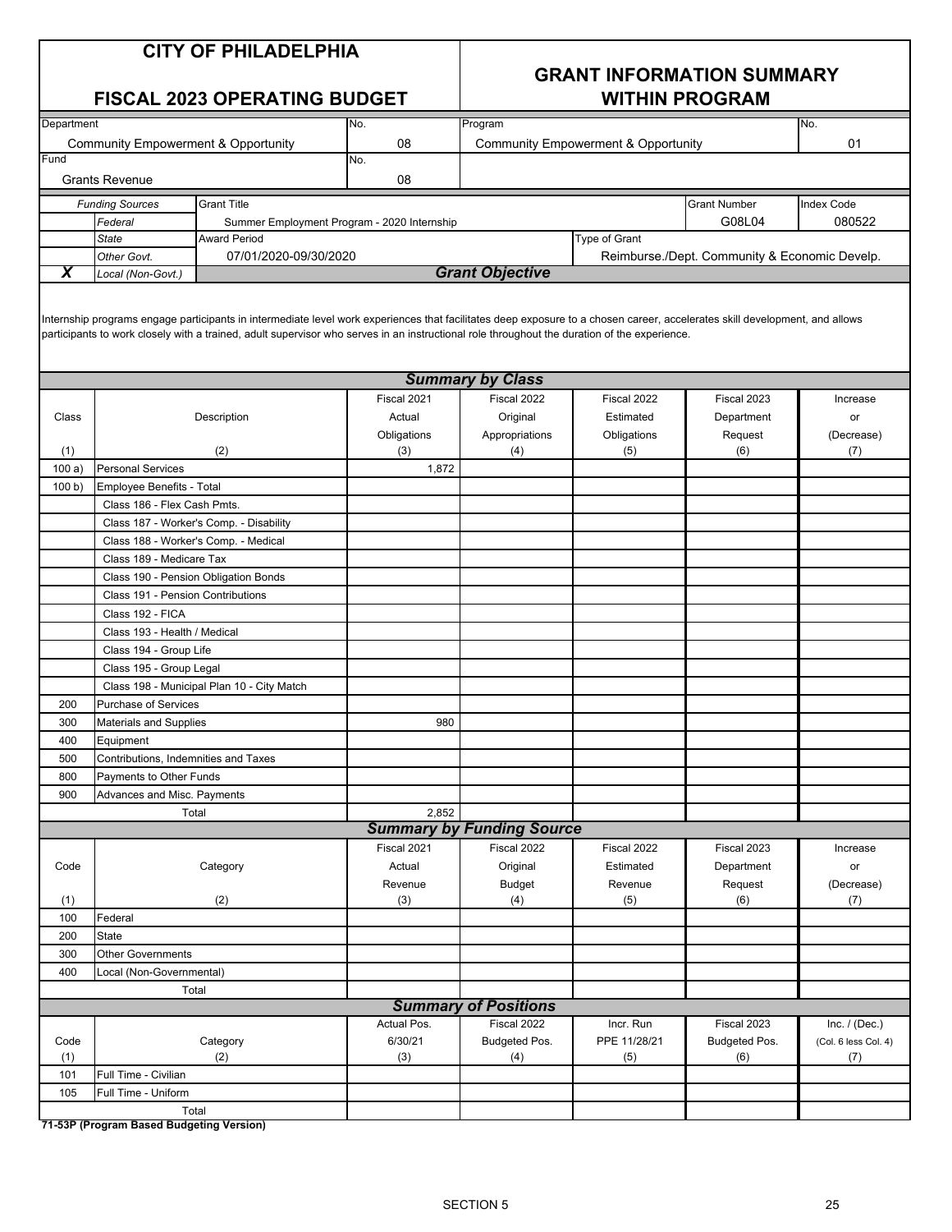# CITY OF PHILADELPHIA

## FISCAL 2023 OPERATING BUDGET

## GRANT INFORMATION SUMMARY WITHIN PROGRAM

| Department | No. | Program | No. |
|---|---|---|---|
| Community Empowerment & Opportunity | 08 | Community Empowerment & Opportunity | 01 |
| **Fund** | **No.** | | |
| Grants Revenue | 08 | | |

| | Funding Sources | Grant Title | Grant Number | Index Code |
|---|---|---|---|---|
| | Federal | Summer Employment Program - 2020 Internship | G08L04 | 080522 |
| | State | **Award Period** | **Type of Grant** | |
| | Other Govt. | 07/01/2020-09/30/2020 | Reimburse./Dept. Community & Economic Develp. | |
| X | Local (Non-Govt.) | | | |

### *Grant Objective*

Internship programs engage participants in intermediate level work experiences that facilitates deep exposure to a chosen career, accelerates skill development, and allows participants to work closely with a trained, adult supervisor who serves in an instructional role throughout the duration of the experience.

### *Summary by Class*

| Class (1) | Description (2) | Fiscal 2021 Actual Obligations (3) | Fiscal 2022 Original Appropriations (4) | Fiscal 2022 Estimated Obligations (5) | Fiscal 2023 Department Request (6) | Increase or (Decrease) (7) |
|---|---|---|---|---|---|---|
| 100 a) | Personal Services | 1,872 | | | | |
| 100 b) | Employee Benefits - Total | | | | | |
| | Class 186 - Flex Cash Pmts. | | | | | |
| | Class 187 - Worker's Comp. - Disability | | | | | |
| | Class 188 - Worker's Comp. - Medical | | | | | |
| | Class 189 - Medicare Tax | | | | | |
| | Class 190 - Pension Obligation Bonds | | | | | |
| | Class 191 - Pension Contributions | | | | | |
| | Class 192 - FICA | | | | | |
| | Class 193 - Health / Medical | | | | | |
| | Class 194 - Group Life | | | | | |
| | Class 195 - Group Legal | | | | | |
| | Class 198 - Municipal Plan 10 - City Match | | | | | |
| 200 | Purchase of Services | | | | | |
| 300 | Materials and Supplies | 980 | | | | |
| 400 | Equipment | | | | | |
| 500 | Contributions, Indemnities and Taxes | | | | | |
| 800 | Payments to Other Funds | | | | | |
| 900 | Advances and Misc. Payments | | | | | |
| | Total | 2,852 | | | | |

### *Summary by Funding Source*

| Code (1) | Category (2) | Fiscal 2021 Actual Revenue (3) | Fiscal 2022 Original Budget (4) | Fiscal 2022 Estimated Revenue (5) | Fiscal 2023 Department Request (6) | Increase or (Decrease) (7) |
|---|---|---|---|---|---|---|
| 100 | Federal | | | | | |
| 200 | State | | | | | |
| 300 | Other Governments | | | | | |
| 400 | Local (Non-Governmental) | | | | | |
| | Total | | | | | |

### *Summary of Positions*

| Code (1) | Category (2) | Actual Pos. 6/30/21 (3) | Fiscal 2022 Budgeted Pos. (4) | Incr. Run PPE 11/28/21 (5) | Fiscal 2023 Budgeted Pos. (6) | Inc. / (Dec.) (Col. 6 less Col. 4) (7) |
|---|---|---|---|---|---|---|
| 101 | Full Time - Civilian | | | | | |
| 105 | Full Time - Uniform | | | | | |
| | Total | | | | | |

**71-53P (Program Based Budgeting Version)**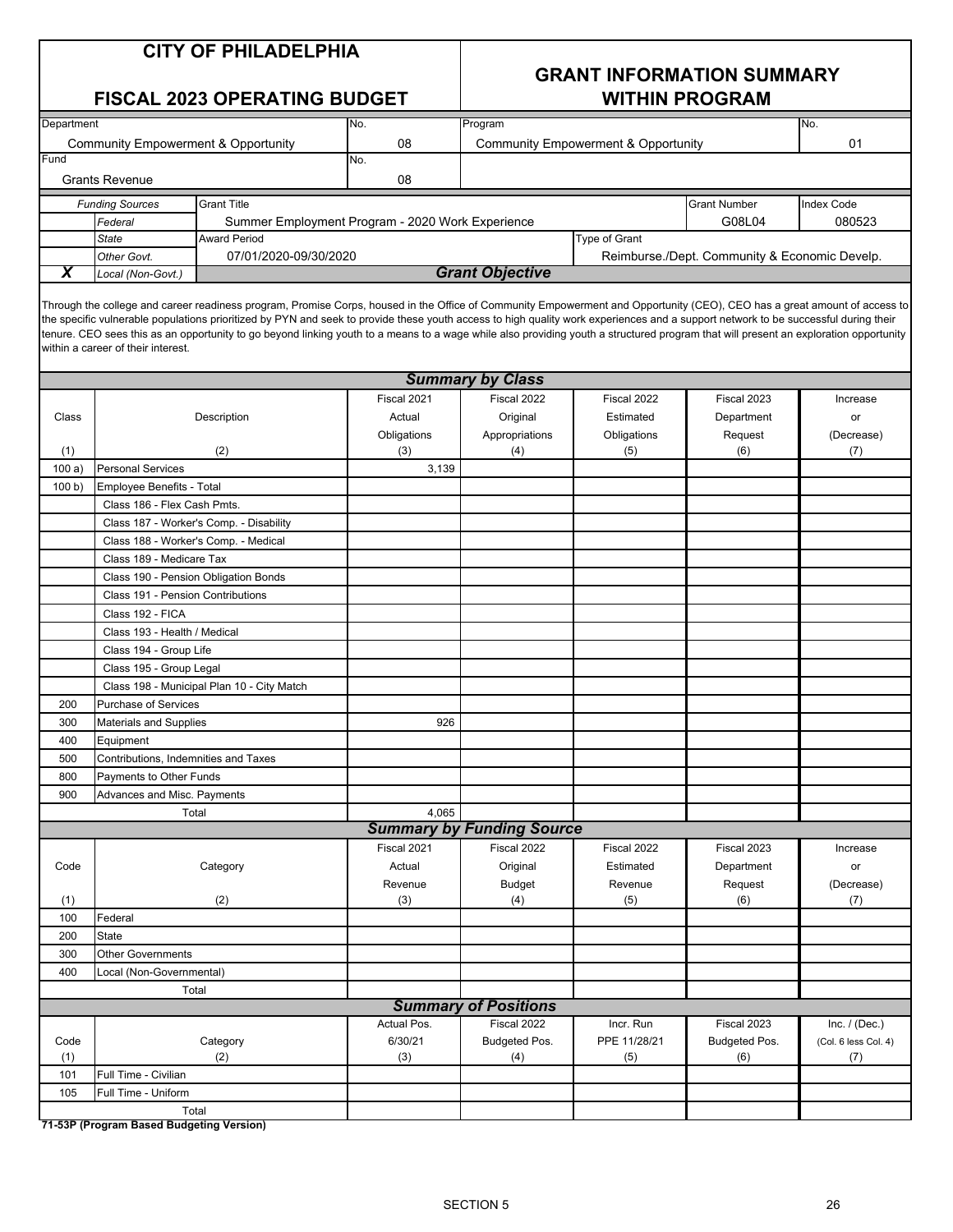# CITY OF PHILADELPHIA

## FISCAL 2023 OPERATING BUDGET

## GRANT INFORMATION SUMMARY WITHIN PROGRAM

| Department | No. | Program | No. |
|---|---|---|---|
| Community Empowerment & Opportunity | 08 | Community Empowerment & Opportunity | 01 |
| **Fund** | **No.** | | |
| Grants Revenue | 08 | | |

| | Funding Sources | Grant Title | Grant Number | Index Code |
|---|---|---|---|---|
| | Federal | Summer Employment Program - 2020 Work Experience | G08L04 | 080523 |
| | State | **Award Period** | **Type of Grant** | |
| | Other Govt. | 07/01/2020-09/30/2020 | Reimburse./Dept. Community & Economic Develp. | |
| X | Local (Non-Govt.) | | | |

### Grant Objective

Through the college and career readiness program, Promise Corps, housed in the Office of Community Empowerment and Opportunity (CEO), CEO has a great amount of access to the specific vulnerable populations prioritized by PYN and seek to provide these youth access to high quality work experiences and a support network to be successful during their tenure. CEO sees this as an opportunity to go beyond linking youth to a means to a wage while also providing youth a structured program that will present an exploration opportunity within a career of their interest.

### Summary by Class

| Class (1) | Description (2) | Fiscal 2021 Actual Obligations (3) | Fiscal 2022 Original Appropriations (4) | Fiscal 2022 Estimated Obligations (5) | Fiscal 2023 Department Request (6) | Increase or (Decrease) (7) |
|---|---|---|---|---|---|---|
| 100 a) | Personal Services | 3,139 | | | | |
| 100 b) | Employee Benefits - Total | | | | | |
| | Class 186 - Flex Cash Pmts. | | | | | |
| | Class 187 - Worker's Comp. - Disability | | | | | |
| | Class 188 - Worker's Comp. - Medical | | | | | |
| | Class 189 - Medicare Tax | | | | | |
| | Class 190 - Pension Obligation Bonds | | | | | |
| | Class 191 - Pension Contributions | | | | | |
| | Class 192 - FICA | | | | | |
| | Class 193 - Health / Medical | | | | | |
| | Class 194 - Group Life | | | | | |
| | Class 195 - Group Legal | | | | | |
| | Class 198 - Municipal Plan 10 - City Match | | | | | |
| 200 | Purchase of Services | | | | | |
| 300 | Materials and Supplies | 926 | | | | |
| 400 | Equipment | | | | | |
| 500 | Contributions, Indemnities and Taxes | | | | | |
| 800 | Payments to Other Funds | | | | | |
| 900 | Advances and Misc. Payments | | | | | |
| | Total | 4,065 | | | | |

### Summary by Funding Source

| Code (1) | Category (2) | Fiscal 2021 Actual Revenue (3) | Fiscal 2022 Original Budget (4) | Fiscal 2022 Estimated Revenue (5) | Fiscal 2023 Department Request (6) | Increase or (Decrease) (7) |
|---|---|---|---|---|---|---|
| 100 | Federal | | | | | |
| 200 | State | | | | | |
| 300 | Other Governments | | | | | |
| 400 | Local (Non-Governmental) | | | | | |
| | Total | | | | | |

### Summary of Positions

| Code (1) | Category (2) | Actual Pos. 6/30/21 (3) | Fiscal 2022 Budgeted Pos. (4) | Incr. Run PPE 11/28/21 (5) | Fiscal 2023 Budgeted Pos. (6) | Inc. / (Dec.) (Col. 6 less Col. 4) (7) |
|---|---|---|---|---|---|---|
| 101 | Full Time - Civilian | | | | | |
| 105 | Full Time - Uniform | | | | | |
| | Total | | | | | |

**71-53P (Program Based Budgeting Version)**

SECTION 5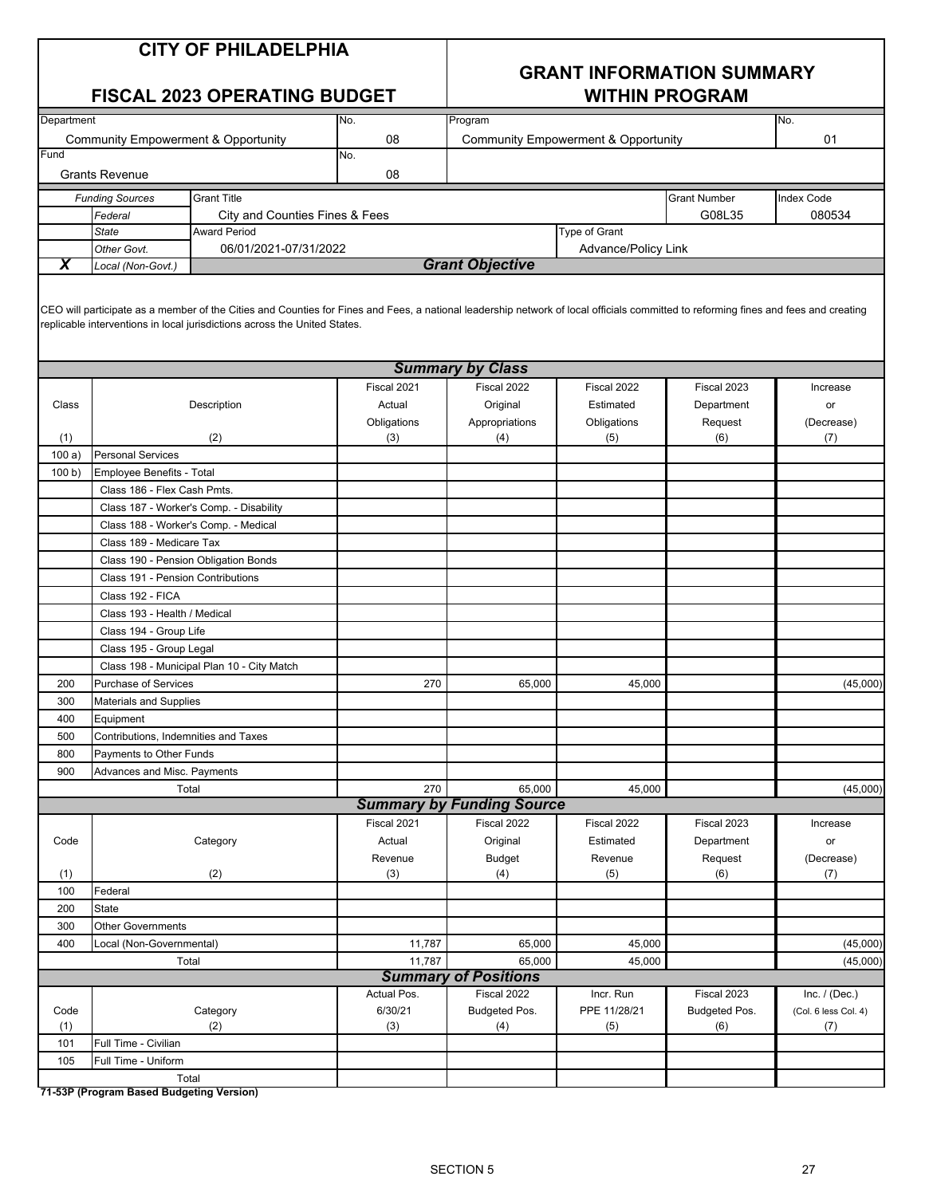# CITY OF PHILADELPHIA

## FISCAL 2023 OPERATING BUDGET

## GRANT INFORMATION SUMMARY WITHIN PROGRAM

| Department | No. | Program | No. |
|---|---|---|---|
| Community Empowerment & Opportunity | 08 | Community Empowerment & Opportunity | 01 |

| Fund | No. |
|---|---|
| Grants Revenue | 08 |

| | Funding Sources | Grant Title | Grant Number | Index Code |
|---|---|---|---|---|
| | Federal | City and Counties Fines & Fees | G08L35 | 080534 |
| | State | **Award Period** | **Type of Grant** | |
| | Other Govt. | 06/01/2021-07/31/2022 | Advance/Policy Link | |
| X | Local (Non-Govt.) | | | |

### Grant Objective

CEO will participate as a member of the Cities and Counties for Fines and Fees, a national leadership network of local officials committed to reforming fines and fees and creating replicable interventions in local jurisdictions across the United States.

### Summary by Class

| Class (1) | Description (2) | Fiscal 2021 Actual Obligations (3) | Fiscal 2022 Original Appropriations (4) | Fiscal 2022 Estimated Obligations (5) | Fiscal 2023 Department Request (6) | Increase or (Decrease) (7) |
|---|---|---|---|---|---|---|
| 100 a) | Personal Services | | | | | |
| 100 b) | Employee Benefits - Total | | | | | |
| | Class 186 - Flex Cash Pmts. | | | | | |
| | Class 187 - Worker's Comp. - Disability | | | | | |
| | Class 188 - Worker's Comp. - Medical | | | | | |
| | Class 189 - Medicare Tax | | | | | |
| | Class 190 - Pension Obligation Bonds | | | | | |
| | Class 191 - Pension Contributions | | | | | |
| | Class 192 - FICA | | | | | |
| | Class 193 - Health / Medical | | | | | |
| | Class 194 - Group Life | | | | | |
| | Class 195 - Group Legal | | | | | |
| | Class 198 - Municipal Plan 10 - City Match | | | | | |
| 200 | Purchase of Services | 270 | 65,000 | 45,000 | | (45,000) |
| 300 | Materials and Supplies | | | | | |
| 400 | Equipment | | | | | |
| 500 | Contributions, Indemnities and Taxes | | | | | |
| 800 | Payments to Other Funds | | | | | |
| 900 | Advances and Misc. Payments | | | | | |
| | Total | 270 | 65,000 | 45,000 | | (45,000) |

### Summary by Funding Source

| Code (1) | Category (2) | Fiscal 2021 Actual Revenue (3) | Fiscal 2022 Original Budget (4) | Fiscal 2022 Estimated Revenue (5) | Fiscal 2023 Department Request (6) | Increase or (Decrease) (7) |
|---|---|---|---|---|---|---|
| 100 | Federal | | | | | |
| 200 | State | | | | | |
| 300 | Other Governments | | | | | |
| 400 | Local (Non-Governmental) | 11,787 | 65,000 | 45,000 | | (45,000) |
| | Total | 11,787 | 65,000 | 45,000 | | (45,000) |

### Summary of Positions

| Code (1) | Category (2) | Actual Pos. 6/30/21 (3) | Fiscal 2022 Budgeted Pos. (4) | Incr. Run PPE 11/28/21 (5) | Fiscal 2023 Budgeted Pos. (6) | Inc. / (Dec.) (Col. 6 less Col. 4) (7) |
|---|---|---|---|---|---|---|
| 101 | Full Time - Civilian | | | | | |
| 105 | Full Time - Uniform | | | | | |
| | Total | | | | | |

**71-53P (Program Based Budgeting Version)**

SECTION 5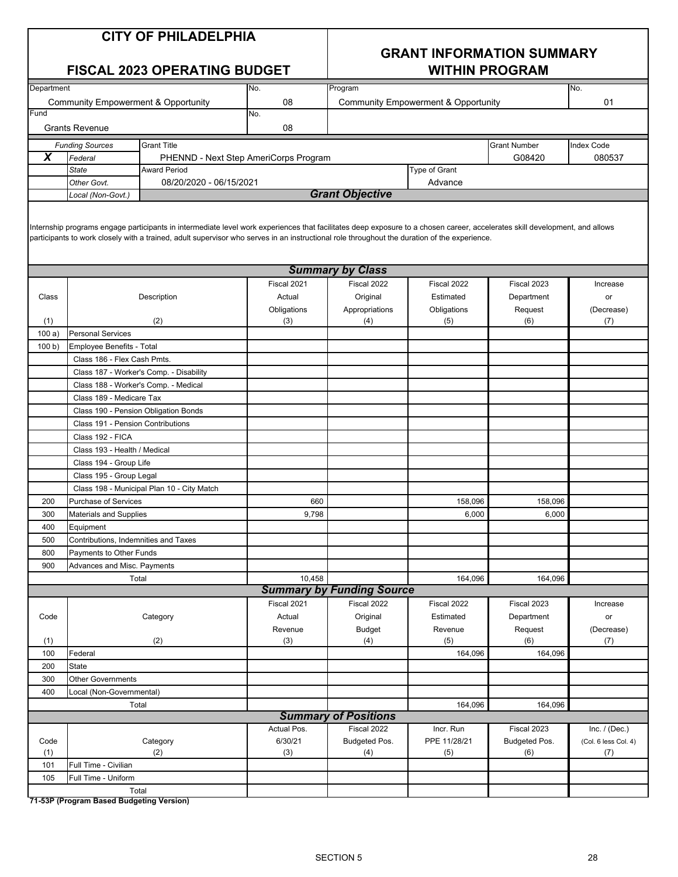# CITY OF PHILADELPHIA

## FISCAL 2023 OPERATING BUDGET

## GRANT INFORMATION SUMMARY WITHIN PROGRAM

| Department | No. | Program | No. |
|---|---|---|---|
| Community Empowerment & Opportunity | 08 | Community Empowerment & Opportunity | 01 |
| **Fund** | **No.** | | |
| Grants Revenue | 08 | | |

| | Funding Sources | Grant Title | Grant Number | Index Code |
|---|---|---|---|---|
| X | *Federal* | PHENND - Next Step AmeriCorps Program | G08420 | 080537 |
| | *State* | **Award Period** | **Type of Grant** | |
| | *Other Govt.* | 08/20/2020 - 06/15/2021 | Advance | |
| | *Local (Non-Govt.)* | | | |

### *Grant Objective*

Internship programs engage participants in intermediate level work experiences that facilitates deep exposure to a chosen career, accelerates skill development, and allows participants to work closely with a trained, adult supervisor who serves in an instructional role throughout the duration of the experience.

### *Summary by Class*

| Class (1) | Description (2) | Fiscal 2021 Actual Obligations (3) | Fiscal 2022 Original Appropriations (4) | Fiscal 2022 Estimated Obligations (5) | Fiscal 2023 Department Request (6) | Increase or (Decrease) (7) |
|---|---|---|---|---|---|---|
| 100 a) | Personal Services | | | | | |
| 100 b) | Employee Benefits - Total | | | | | |
| | Class 186 - Flex Cash Pmts. | | | | | |
| | Class 187 - Worker's Comp. - Disability | | | | | |
| | Class 188 - Worker's Comp. - Medical | | | | | |
| | Class 189 - Medicare Tax | | | | | |
| | Class 190 - Pension Obligation Bonds | | | | | |
| | Class 191 - Pension Contributions | | | | | |
| | Class 192 - FICA | | | | | |
| | Class 193 - Health / Medical | | | | | |
| | Class 194 - Group Life | | | | | |
| | Class 195 - Group Legal | | | | | |
| | Class 198 - Municipal Plan 10 - City Match | | | | | |
| 200 | Purchase of Services | 660 | | 158,096 | 158,096 | |
| 300 | Materials and Supplies | 9,798 | | 6,000 | 6,000 | |
| 400 | Equipment | | | | | |
| 500 | Contributions, Indemnities and Taxes | | | | | |
| 800 | Payments to Other Funds | | | | | |
| 900 | Advances and Misc. Payments | | | | | |
| | Total | 10,458 | | 164,096 | 164,096 | |

### *Summary by Funding Source*

| Code (1) | Category (2) | Fiscal 2021 Actual Revenue (3) | Fiscal 2022 Original Budget (4) | Fiscal 2022 Estimated Revenue (5) | Fiscal 2023 Department Request (6) | Increase or (Decrease) (7) |
|---|---|---|---|---|---|---|
| 100 | Federal | | | 164,096 | 164,096 | |
| 200 | State | | | | | |
| 300 | Other Governments | | | | | |
| 400 | Local (Non-Governmental) | | | | | |
| | Total | | | 164,096 | 164,096 | |

### *Summary of Positions*

| Code (1) | Category (2) | Actual Pos. 6/30/21 (3) | Fiscal 2022 Budgeted Pos. (4) | Incr. Run PPE 11/28/21 (5) | Fiscal 2023 Budgeted Pos. (6) | Inc. / (Dec.) (Col. 6 less Col. 4) (7) |
|---|---|---|---|---|---|---|
| 101 | Full Time - Civilian | | | | | |
| 105 | Full Time - Uniform | | | | | |
| | Total | | | | | |

**71-53P (Program Based Budgeting Version)**

SECTION 5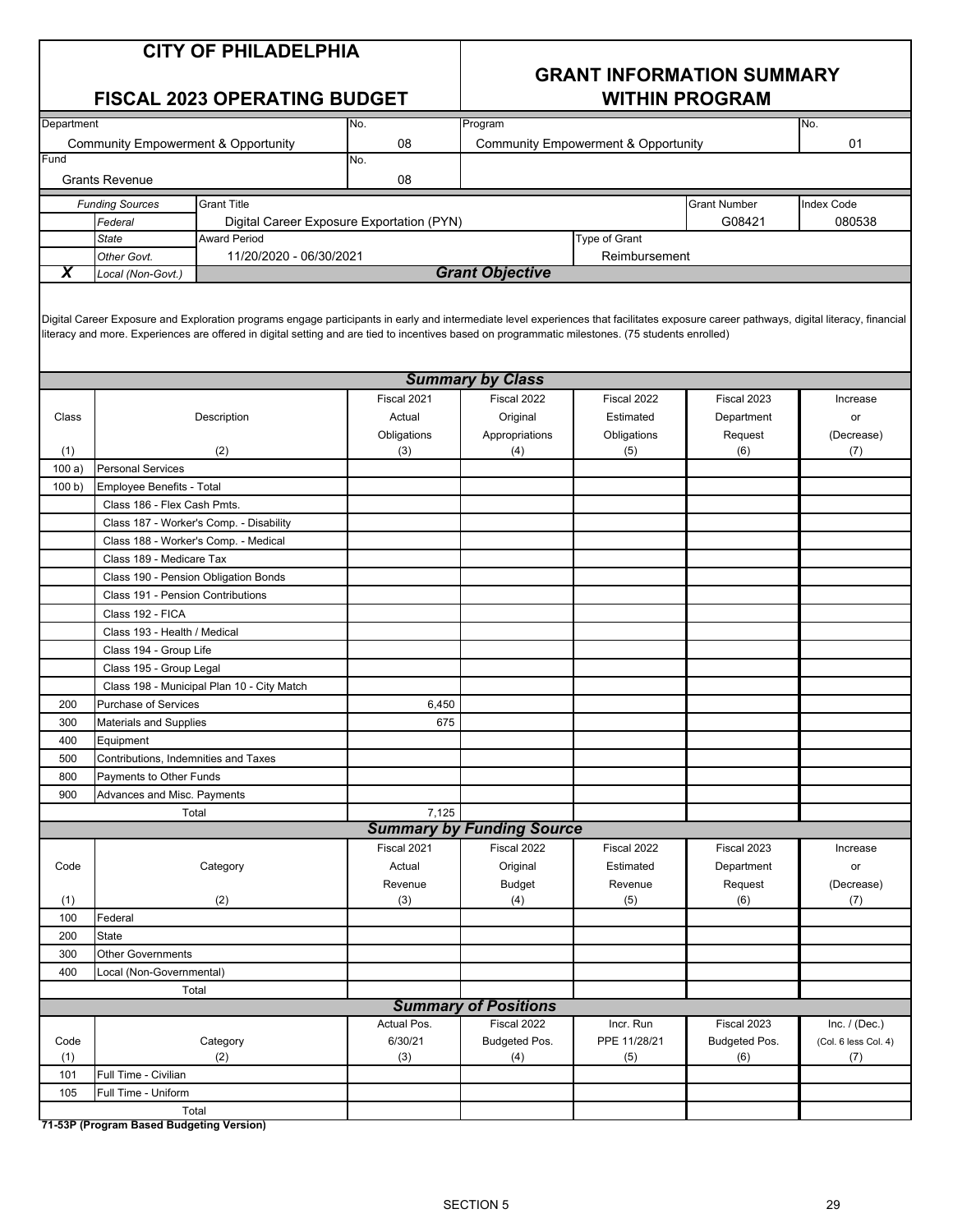# CITY OF PHILADELPHIA

## FISCAL 2023 OPERATING BUDGET

## GRANT INFORMATION SUMMARY WITHIN PROGRAM

| Department | No. | Program | No. |
|---|---|---|---|
| Community Empowerment & Opportunity | 08 | Community Empowerment & Opportunity | 01 |
| **Fund** | **No.** | | |
| Grants Revenue | 08 | | |

| | Funding Sources | Grant Title | Type of Grant | Grant Number | Index Code |
|---|---|---|---|---|---|
| | Federal | Digital Career Exposure Exportation (PYN) | | G08421 | 080538 |
| | State | Award Period | Type of Grant | | |
| | Other Govt. | 11/20/2020 - 06/30/2021 | Reimbursement | | |
| X | Local (Non-Govt.) | | | | |

### Grant Objective

Digital Career Exposure and Exploration programs engage participants in early and intermediate level experiences that facilitates exposure career pathways, digital literacy, financial literacy and more. Experiences are offered in digital setting and are tied to incentives based on programmatic milestones. (75 students enrolled)

### Summary by Class

| Class (1) | Description (2) | Fiscal 2021 Actual Obligations (3) | Fiscal 2022 Original Appropriations (4) | Fiscal 2022 Estimated Obligations (5) | Fiscal 2023 Department Request (6) | Increase or (Decrease) (7) |
|---|---|---|---|---|---|---|
| 100 a) | Personal Services | | | | | |
| 100 b) | Employee Benefits - Total | | | | | |
| | Class 186 - Flex Cash Pmts. | | | | | |
| | Class 187 - Worker's Comp. - Disability | | | | | |
| | Class 188 - Worker's Comp. - Medical | | | | | |
| | Class 189 - Medicare Tax | | | | | |
| | Class 190 - Pension Obligation Bonds | | | | | |
| | Class 191 - Pension Contributions | | | | | |
| | Class 192 - FICA | | | | | |
| | Class 193 - Health / Medical | | | | | |
| | Class 194 - Group Life | | | | | |
| | Class 195 - Group Legal | | | | | |
| | Class 198 - Municipal Plan 10 - City Match | | | | | |
| 200 | Purchase of Services | 6,450 | | | | |
| 300 | Materials and Supplies | 675 | | | | |
| 400 | Equipment | | | | | |
| 500 | Contributions, Indemnities and Taxes | | | | | |
| 800 | Payments to Other Funds | | | | | |
| 900 | Advances and Misc. Payments | | | | | |
| | Total | 7,125 | | | | |

### Summary by Funding Source

| Code (1) | Category (2) | Fiscal 2021 Actual Revenue (3) | Fiscal 2022 Original Budget (4) | Fiscal 2022 Estimated Revenue (5) | Fiscal 2023 Department Request (6) | Increase or (Decrease) (7) |
|---|---|---|---|---|---|---|
| 100 | Federal | | | | | |
| 200 | State | | | | | |
| 300 | Other Governments | | | | | |
| 400 | Local (Non-Governmental) | | | | | |
| | Total | | | | | |

### Summary of Positions

| Code (1) | Category (2) | Actual Pos. 6/30/21 (3) | Fiscal 2022 Budgeted Pos. (4) | Incr. Run PPE 11/28/21 (5) | Fiscal 2023 Budgeted Pos. (6) | Inc. / (Dec.) (Col. 6 less Col. 4) (7) |
|---|---|---|---|---|---|---|
| 101 | Full Time - Civilian | | | | | |
| 105 | Full Time - Uniform | | | | | |
| | Total | | | | | |

**71-53P (Program Based Budgeting Version)**

SECTION 5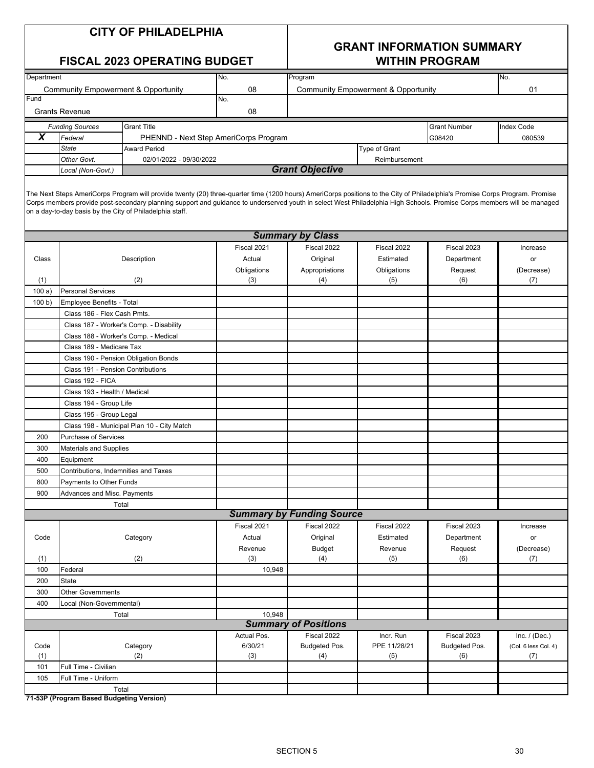# CITY OF PHILADELPHIA

## FISCAL 2023 OPERATING BUDGET

## GRANT INFORMATION SUMMARY WITHIN PROGRAM

| Department | No. | Program | No. |
|---|---|---|---|
| Community Empowerment & Opportunity | 08 | Community Empowerment & Opportunity | 01 |
| **Fund** | **No.** | | |
| Grants Revenue | 08 | | |

| | Funding Sources | Grant Title | Grant Number | Index Code |
|---|---|---|---|---|
| **X** | Federal | PHENND - Next Step AmeriCorps Program | G08420 | 080539 |
| | State | Award Period | Type of Grant | |
| | Other Govt. | 02/01/2022 - 09/30/2022 | Reimbursement | |
| | Local (Non-Govt.) | | | |

### Grant Objective

The Next Steps AmeriCorps Program will provide twenty (20) three-quarter time (1200 hours) AmeriCorps positions to the City of Philadelphia's Promise Corps Program. Promise Corps members provide post-secondary planning support and guidance to underserved youth in select West Philadelphia High Schools. Promise Corps members will be managed on a day-to-day basis by the City of Philadelphia staff.

### Summary by Class

| Class (1) | Description (2) | Fiscal 2021 Actual Obligations (3) | Fiscal 2022 Original Appropriations (4) | Fiscal 2022 Estimated Obligations (5) | Fiscal 2023 Department Request (6) | Increase or (Decrease) (7) |
|---|---|---|---|---|---|---|
| 100 a) | Personal Services | | | | | |
| 100 b) | Employee Benefits - Total | | | | | |
| | Class 186 - Flex Cash Pmts. | | | | | |
| | Class 187 - Worker's Comp. - Disability | | | | | |
| | Class 188 - Worker's Comp. - Medical | | | | | |
| | Class 189 - Medicare Tax | | | | | |
| | Class 190 - Pension Obligation Bonds | | | | | |
| | Class 191 - Pension Contributions | | | | | |
| | Class 192 - FICA | | | | | |
| | Class 193 - Health / Medical | | | | | |
| | Class 194 - Group Life | | | | | |
| | Class 195 - Group Legal | | | | | |
| | Class 198 - Municipal Plan 10 - City Match | | | | | |
| 200 | Purchase of Services | | | | | |
| 300 | Materials and Supplies | | | | | |
| 400 | Equipment | | | | | |
| 500 | Contributions, Indemnities and Taxes | | | | | |
| 800 | Payments to Other Funds | | | | | |
| 900 | Advances and Misc. Payments | | | | | |
| | Total | | | | | |

### Summary by Funding Source

| Code (1) | Category (2) | Fiscal 2021 Actual Revenue (3) | Fiscal 2022 Original Budget (4) | Fiscal 2022 Estimated Revenue (5) | Fiscal 2023 Department Request (6) | Increase or (Decrease) (7) |
|---|---|---|---|---|---|---|
| 100 | Federal | 10,948 | | | | |
| 200 | State | | | | | |
| 300 | Other Governments | | | | | |
| 400 | Local (Non-Governmental) | | | | | |
| | Total | 10,948 | | | | |

### Summary of Positions

| Code (1) | Category (2) | Actual Pos. 6/30/21 (3) | Fiscal 2022 Budgeted Pos. (4) | Incr. Run PPE 11/28/21 (5) | Fiscal 2023 Budgeted Pos. (6) | Inc. / (Dec.) (Col. 6 less Col. 4) (7) |
|---|---|---|---|---|---|---|
| 101 | Full Time - Civilian | | | | | |
| 105 | Full Time - Uniform | | | | | |
| | Total | | | | | |

**71-53P (Program Based Budgeting Version)**

SECTION 5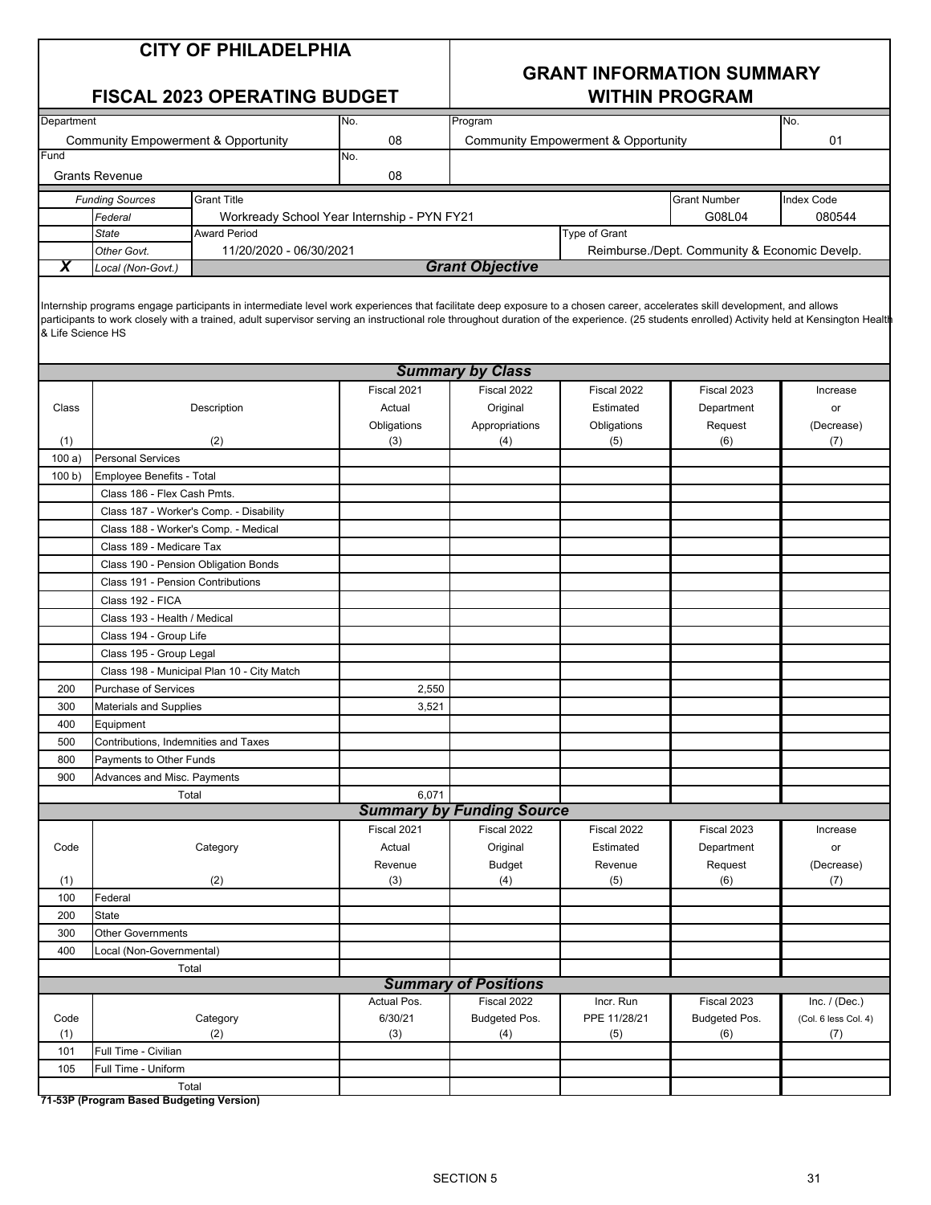# CITY OF PHILADELPHIA

## FISCAL 2023 OPERATING BUDGET

## GRANT INFORMATION SUMMARY WITHIN PROGRAM

| Department | No. | Program | No. |
|---|---|---|---|
| Community Empowerment & Opportunity | 08 | Community Empowerment & Opportunity | 01 |
| **Fund** | **No.** | | |
| Grants Revenue | 08 | | |

| | Funding Sources | Grant Title | Grant Number | Index Code |
|---|---|---|---|---|
| | Federal | Workready School Year Internship - PYN FY21 | G08L04 | 080544 |
| | State | **Award Period** | **Type of Grant** | |
| | Other Govt. | 11/20/2020 - 06/30/2021 | Reimburse./Dept. Community & Economic Develp. | |
| **X** | Local (Non-Govt.) | | | |

### *Grant Objective*

Internship programs engage participants in intermediate level work experiences that facilitate deep exposure to a chosen career, accelerates skill development, and allows participants to work closely with a trained, adult supervisor serving an instructional role throughout duration of the experience. (25 students enrolled) Activity held at Kensington Health & Life Science HS

### *Summary by Class*

| Class (1) | Description (2) | Fiscal 2021 Actual Obligations (3) | Fiscal 2022 Original Appropriations (4) | Fiscal 2022 Estimated Obligations (5) | Fiscal 2023 Department Request (6) | Increase or (Decrease) (7) |
|---|---|---|---|---|---|---|
| 100 a) | Personal Services | | | | | |
| 100 b) | Employee Benefits - Total | | | | | |
| | Class 186 - Flex Cash Pmts. | | | | | |
| | Class 187 - Worker's Comp. - Disability | | | | | |
| | Class 188 - Worker's Comp. - Medical | | | | | |
| | Class 189 - Medicare Tax | | | | | |
| | Class 190 - Pension Obligation Bonds | | | | | |
| | Class 191 - Pension Contributions | | | | | |
| | Class 192 - FICA | | | | | |
| | Class 193 - Health / Medical | | | | | |
| | Class 194 - Group Life | | | | | |
| | Class 195 - Group Legal | | | | | |
| | Class 198 - Municipal Plan 10 - City Match | | | | | |
| 200 | Purchase of Services | 2,550 | | | | |
| 300 | Materials and Supplies | 3,521 | | | | |
| 400 | Equipment | | | | | |
| 500 | Contributions, Indemnities and Taxes | | | | | |
| 800 | Payments to Other Funds | | | | | |
| 900 | Advances and Misc. Payments | | | | | |
| | Total | 6,071 | | | | |

### *Summary by Funding Source*

| Code (1) | Category (2) | Fiscal 2021 Actual Revenue (3) | Fiscal 2022 Original Budget (4) | Fiscal 2022 Estimated Revenue (5) | Fiscal 2023 Department Request (6) | Increase or (Decrease) (7) |
|---|---|---|---|---|---|---|
| 100 | Federal | | | | | |
| 200 | State | | | | | |
| 300 | Other Governments | | | | | |
| 400 | Local (Non-Governmental) | | | | | |
| | Total | | | | | |

### *Summary of Positions*

| Code (1) | Category (2) | Actual Pos. 6/30/21 (3) | Fiscal 2022 Budgeted Pos. (4) | Incr. Run PPE 11/28/21 (5) | Fiscal 2023 Budgeted Pos. (6) | Inc. / (Dec.) (Col. 6 less Col. 4) (7) |
|---|---|---|---|---|---|---|
| 101 | Full Time - Civilian | | | | | |
| 105 | Full Time - Uniform | | | | | |
| | Total | | | | | |

**71-53P (Program Based Budgeting Version)**

SECTION 5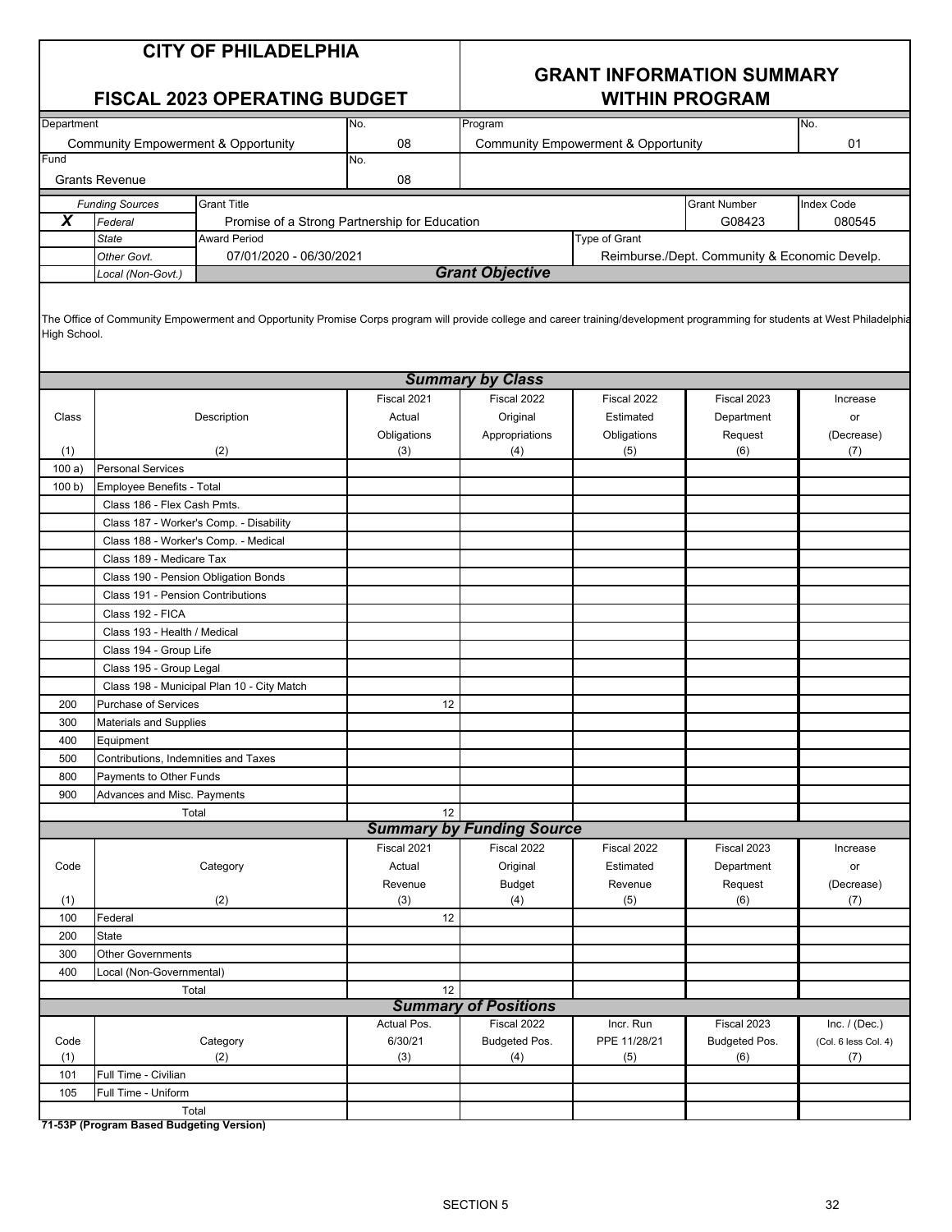# CITY OF PHILADELPHIA

## FISCAL 2023 OPERATING BUDGET

## GRANT INFORMATION SUMMARY WITHIN PROGRAM

| Department | No. | Program | No. |
|---|---|---|---|
| Community Empowerment & Opportunity | 08 | Community Empowerment & Opportunity | 01 |
| **Fund** | **No.** | | |
| Grants Revenue | 08 | | |

| | *Funding Sources* | Grant Title | | Grant Number | Index Code |
|---|---|---|---|---|---|
| **X** | *Federal* | Promise of a Strong Partnership for Education | | G08423 | 080545 |
| | *State* | Award Period | Type of Grant | | |
| | *Other Govt.* | 07/01/2020 - 06/30/2021 | Reimburse./Dept. Community & Economic Develp. | | |
| | *Local (Non-Govt.)* | | | | |

### *Grant Objective*

The Office of Community Empowerment and Opportunity Promise Corps program will provide college and career training/development programming for students at West Philadelphia High School.

### *Summary by Class*

| Class (1) | Description (2) | Fiscal 2021 Actual Obligations (3) | Fiscal 2022 Original Appropriations (4) | Fiscal 2022 Estimated Obligations (5) | Fiscal 2023 Department Request (6) | Increase or (Decrease) (7) |
|---|---|---|---|---|---|---|
| 100 a) | Personal Services | | | | | |
| 100 b) | Employee Benefits - Total | | | | | |
| | Class 186 - Flex Cash Pmts. | | | | | |
| | Class 187 - Worker's Comp. - Disability | | | | | |
| | Class 188 - Worker's Comp. - Medical | | | | | |
| | Class 189 - Medicare Tax | | | | | |
| | Class 190 - Pension Obligation Bonds | | | | | |
| | Class 191 - Pension Contributions | | | | | |
| | Class 192 - FICA | | | | | |
| | Class 193 - Health / Medical | | | | | |
| | Class 194 - Group Life | | | | | |
| | Class 195 - Group Legal | | | | | |
| | Class 198 - Municipal Plan 10 - City Match | | | | | |
| 200 | Purchase of Services | 12 | | | | |
| 300 | Materials and Supplies | | | | | |
| 400 | Equipment | | | | | |
| 500 | Contributions, Indemnities and Taxes | | | | | |
| 800 | Payments to Other Funds | | | | | |
| 900 | Advances and Misc. Payments | | | | | |
| | Total | 12 | | | | |

### *Summary by Funding Source*

| Code (1) | Category (2) | Fiscal 2021 Actual Revenue (3) | Fiscal 2022 Original Budget (4) | Fiscal 2022 Estimated Revenue (5) | Fiscal 2023 Department Request (6) | Increase or (Decrease) (7) |
|---|---|---|---|---|---|---|
| 100 | Federal | 12 | | | | |
| 200 | State | | | | | |
| 300 | Other Governments | | | | | |
| 400 | Local (Non-Governmental) | | | | | |
| | Total | 12 | | | | |

### *Summary of Positions*

| Code (1) | Category (2) | Actual Pos. 6/30/21 (3) | Fiscal 2022 Budgeted Pos. (4) | Incr. Run PPE 11/28/21 (5) | Fiscal 2023 Budgeted Pos. (6) | Inc. / (Dec.) (Col. 6 less Col. 4) (7) |
|---|---|---|---|---|---|---|
| 101 | Full Time - Civilian | | | | | |
| 105 | Full Time - Uniform | | | | | |
| | Total | | | | | |

**71-53P (Program Based Budgeting Version)**

SECTION 5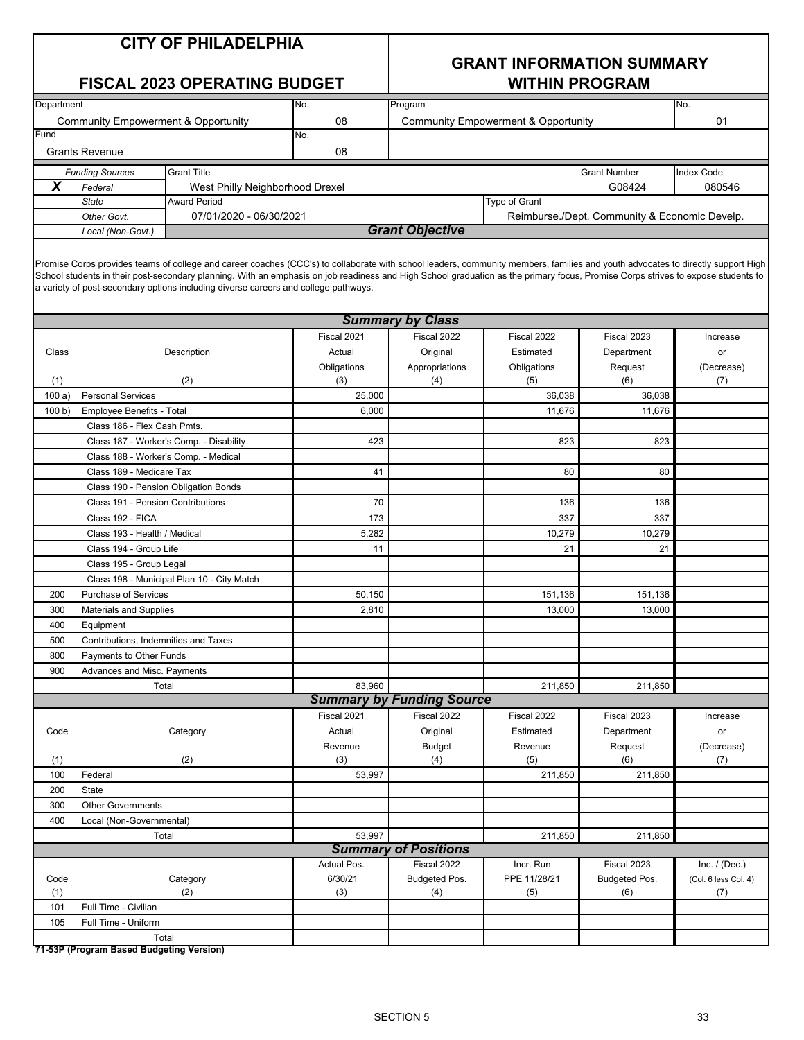# CITY OF PHILADELPHIA

## FISCAL 2023 OPERATING BUDGET

## GRANT INFORMATION SUMMARY WITHIN PROGRAM

| Department | No. | Program | No. |
|---|---|---|---|
| Community Empowerment & Opportunity | 08 | Community Empowerment & Opportunity | 01 |
| Fund | No. | | |
| Grants Revenue | 08 | | |

| | Funding Sources | Grant Title | Grant Number | Index Code |
|---|---|---|---|---|
| X | Federal | West Philly Neighborhood Drexel | G08424 | 080546 |
| | State | Award Period | Type of Grant | |
| | Other Govt. | 07/01/2020 - 06/30/2021 | Reimburse./Dept. Community & Economic Develp. | |
| | Local (Non-Govt.) | | | |

***Grant Objective***

Promise Corps provides teams of college and career coaches (CCC's) to collaborate with school leaders, community members, families and youth advocates to directly support High School students in their post-secondary planning. With an emphasis on job readiness and High School graduation as the primary focus, Promise Corps strives to expose students to a variety of post-secondary options including diverse careers and college pathways.

***Summary by Class***

| Class (1) | Description (2) | Fiscal 2021 Actual Obligations (3) | Fiscal 2022 Original Appropriations (4) | Fiscal 2022 Estimated Obligations (5) | Fiscal 2023 Department Request (6) | Increase or (Decrease) (7) |
|---|---|---|---|---|---|---|
| 100 a) | Personal Services | 25,000 | | 36,038 | 36,038 | |
| 100 b) | Employee Benefits - Total | 6,000 | | 11,676 | 11,676 | |
| | Class 186 - Flex Cash Pmts. | | | | | |
| | Class 187 - Worker's Comp. - Disability | 423 | | 823 | 823 | |
| | Class 188 - Worker's Comp. - Medical | | | | | |
| | Class 189 - Medicare Tax | 41 | | 80 | 80 | |
| | Class 190 - Pension Obligation Bonds | | | | | |
| | Class 191 - Pension Contributions | 70 | | 136 | 136 | |
| | Class 192 - FICA | 173 | | 337 | 337 | |
| | Class 193 - Health / Medical | 5,282 | | 10,279 | 10,279 | |
| | Class 194 - Group Life | 11 | | 21 | 21 | |
| | Class 195 - Group Legal | | | | | |
| | Class 198 - Municipal Plan 10 - City Match | | | | | |
| 200 | Purchase of Services | 50,150 | | 151,136 | 151,136 | |
| 300 | Materials and Supplies | 2,810 | | 13,000 | 13,000 | |
| 400 | Equipment | | | | | |
| 500 | Contributions, Indemnities and Taxes | | | | | |
| 800 | Payments to Other Funds | | | | | |
| 900 | Advances and Misc. Payments | | | | | |
| | Total | 83,960 | | 211,850 | 211,850 | |

***Summary by Funding Source***

| Code (1) | Category (2) | Fiscal 2021 Actual Revenue (3) | Fiscal 2022 Original Budget (4) | Fiscal 2022 Estimated Revenue (5) | Fiscal 2023 Department Request (6) | Increase or (Decrease) (7) |
|---|---|---|---|---|---|---|
| 100 | Federal | 53,997 | | 211,850 | 211,850 | |
| 200 | State | | | | | |
| 300 | Other Governments | | | | | |
| 400 | Local (Non-Governmental) | | | | | |
| | Total | 53,997 | | 211,850 | 211,850 | |

***Summary of Positions***

| Code (1) | Category (2) | Actual Pos. 6/30/21 (3) | Fiscal 2022 Budgeted Pos. (4) | Incr. Run PPE 11/28/21 (5) | Fiscal 2023 Budgeted Pos. (6) | Inc. / (Dec.) (Col. 6 less Col. 4) (7) |
|---|---|---|---|---|---|---|
| 101 | Full Time - Civilian | | | | | |
| 105 | Full Time - Uniform | | | | | |
| | Total | | | | | |

**71-53P (Program Based Budgeting Version)**

SECTION 5